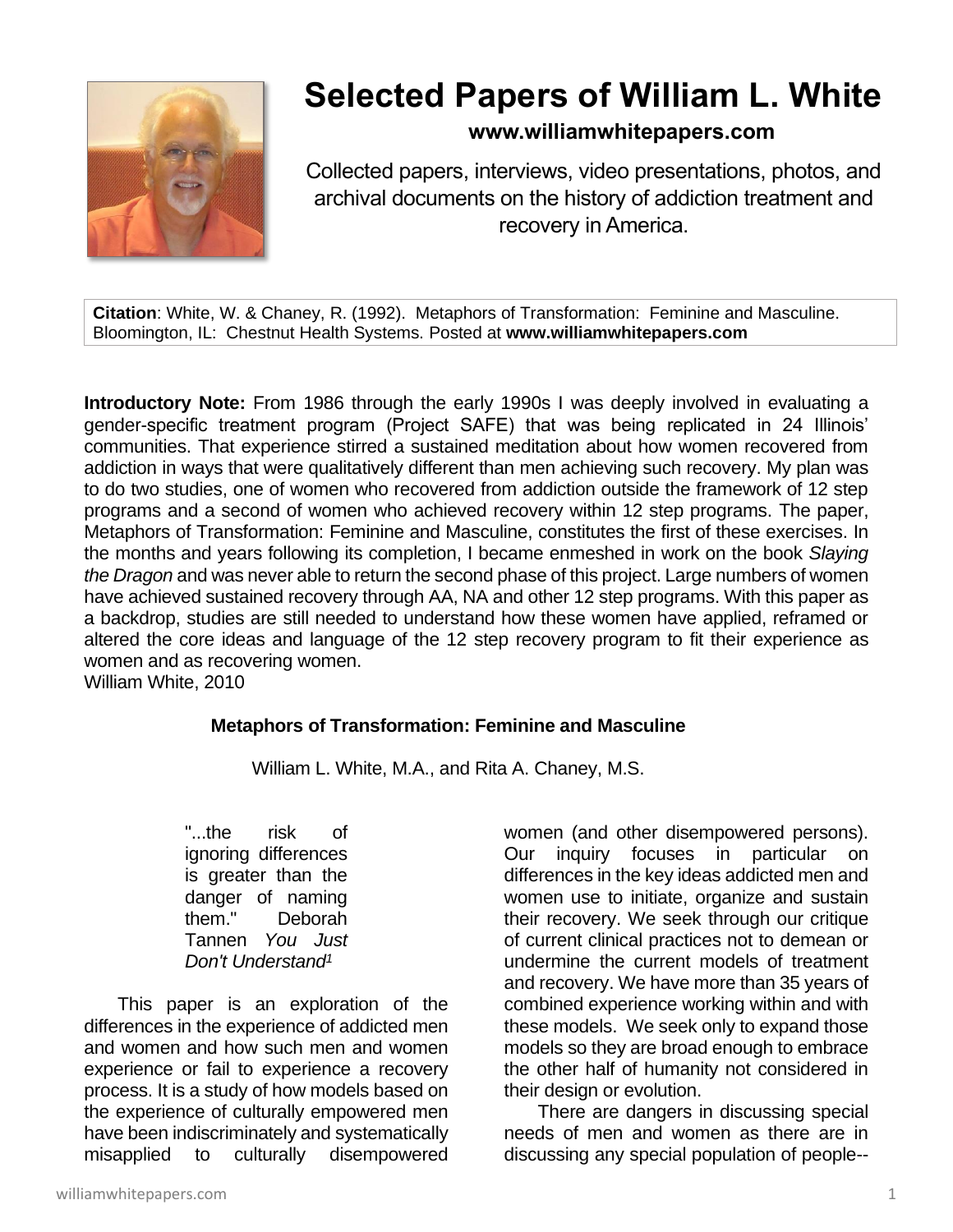# Selected Papers of William L. White

**www.williamwhitepapers.com**

Collected papers, interviews, video presentations, photos, and archival documents on the history of addiction treatment and recovery in America.

**Citation**: White, W. & Chaney, R. (1992). Metaphors of Transformation: Feminine and Masculine. Bloomington, IL: Chestnut Health Systems. Posted at **www.williamwhitepapers.com**

**Introductory Note:** From 1986 through the early 1990s I was deeply involved in evaluating a gender-specific treatment program (Project SAFE) that was being replicated in 24 Illinois' communities. That experience stirred a sustained meditation about how women recovered from addiction in ways that were qualitatively different than men achieving such recovery. My plan was to do two studies, one of women who recovered from addiction outside the framework of 12 step programs and a second of women who achieved recovery within 12 step programs. The paper, Metaphors of Transformation: Feminine and Masculine, constitutes the first of these exercises. In the months and years following its completion, I became enmeshed in work on the book *Slaying the Dragon* and was never able to return the second phase of this project. Large numbers of women have achieved sustained recovery through AA, NA and other 12 step programs. With this paper as a backdrop, studies are still needed to understand how these women have applied, reframed or altered the core ideas and language of the 12 step recovery program to fit their experience as women and as recovering women.
William White, 2010

### Metaphors of Transformation: Feminine and Masculine

William L. White, M.A., and Rita A. Chaney, M.S.

> "...the risk of ignoring differences is greater than the danger of naming them." Deborah Tannen *You Just Don't Understand*[1]

This paper is an exploration of the differences in the experience of addicted men and women and how such men and women experience or fail to experience a recovery process. It is a study of how models based on the experience of culturally empowered men have been indiscriminately and systematically misapplied to culturally disempowered women (and other disempowered persons). Our inquiry focuses in particular on differences in the key ideas addicted men and women use to initiate, organize and sustain their recovery. We seek through our critique of current clinical practices not to demean or undermine the current models of treatment and recovery. We have more than 35 years of combined experience working within and with these models. We seek only to expand those models so they are broad enough to embrace the other half of humanity not considered in their design or evolution.

There are dangers in discussing special needs of men and women as there are in discussing any special population of people--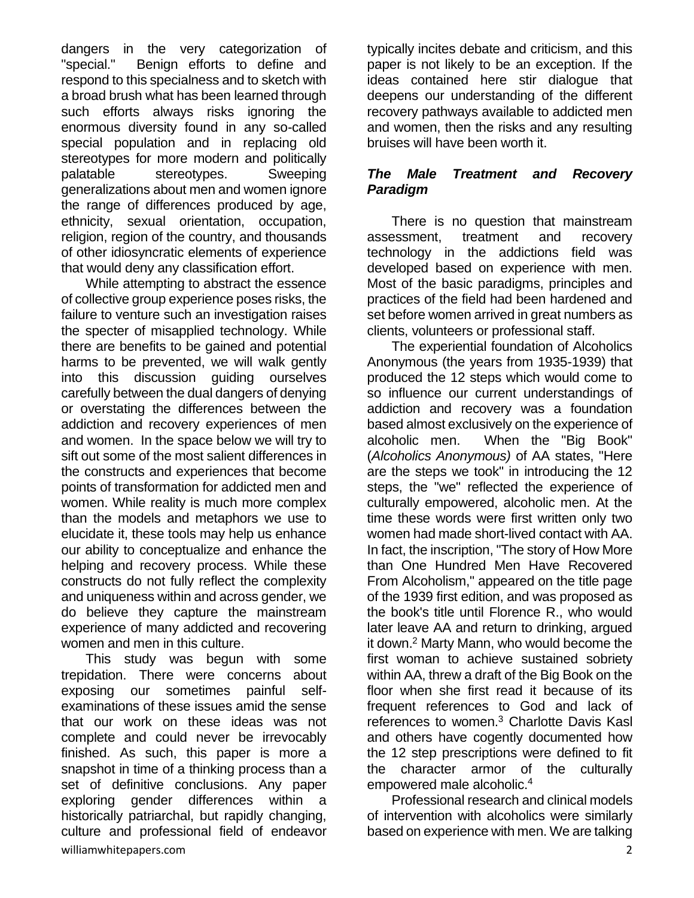dangers in the very categorization of "special." Benign efforts to define and respond to this specialness and to sketch with a broad brush what has been learned through such efforts always risks ignoring the enormous diversity found in any so-called special population and in replacing old stereotypes for more modern and politically palatable stereotypes. Sweeping generalizations about men and women ignore the range of differences produced by age, ethnicity, sexual orientation, occupation, religion, region of the country, and thousands of other idiosyncratic elements of experience that would deny any classification effort.

While attempting to abstract the essence of collective group experience poses risks, the failure to venture such an investigation raises the specter of misapplied technology. While there are benefits to be gained and potential harms to be prevented, we will walk gently into this discussion guiding ourselves carefully between the dual dangers of denying or overstating the differences between the addiction and recovery experiences of men and women. In the space below we will try to sift out some of the most salient differences in the constructs and experiences that become points of transformation for addicted men and women. While reality is much more complex than the models and metaphors we use to elucidate it, these tools may help us enhance our ability to conceptualize and enhance the helping and recovery process. While these constructs do not fully reflect the complexity and uniqueness within and across gender, we do believe they capture the mainstream experience of many addicted and recovering women and men in this culture.

This study was begun with some trepidation. There were concerns about exposing our sometimes painful self-examinations of these issues amid the sense that our work on these ideas was not complete and could never be irrevocably finished. As such, this paper is more a snapshot in time of a thinking process than a set of definitive conclusions. Any paper exploring gender differences within a historically patriarchal, but rapidly changing, culture and professional field of endeavor typically incites debate and criticism, and this paper is not likely to be an exception. If the ideas contained here stir dialogue that deepens our understanding of the different recovery pathways available to addicted men and women, then the risks and any resulting bruises will have been worth it.

### *The Male Treatment and Recovery Paradigm*

There is no question that mainstream assessment, treatment and recovery technology in the addictions field was developed based on experience with men. Most of the basic paradigms, principles and practices of the field had been hardened and set before women arrived in great numbers as clients, volunteers or professional staff.

The experiential foundation of Alcoholics Anonymous (the years from 1935-1939) that produced the 12 steps which would come to so influence our current understandings of addiction and recovery was a foundation based almost exclusively on the experience of alcoholic men. When the "Big Book" (*Alcoholics Anonymous)* of AA states, "Here are the steps we took" in introducing the 12 steps, the "we" reflected the experience of culturally empowered, alcoholic men. At the time these words were first written only two women had made short-lived contact with AA. In fact, the inscription, "The story of How More than One Hundred Men Have Recovered From Alcoholism," appeared on the title page of the 1939 first edition, and was proposed as the book's title until Florence R., who would later leave AA and return to drinking, argued it down.[2] Marty Mann, who would become the first woman to achieve sustained sobriety within AA, threw a draft of the Big Book on the floor when she first read it because of its frequent references to God and lack of references to women.[3] Charlotte Davis Kasl and others have cogently documented how the 12 step prescriptions were defined to fit the character armor of the culturally empowered male alcoholic.[4]

Professional research and clinical models of intervention with alcoholics were similarly based on experience with men. We are talking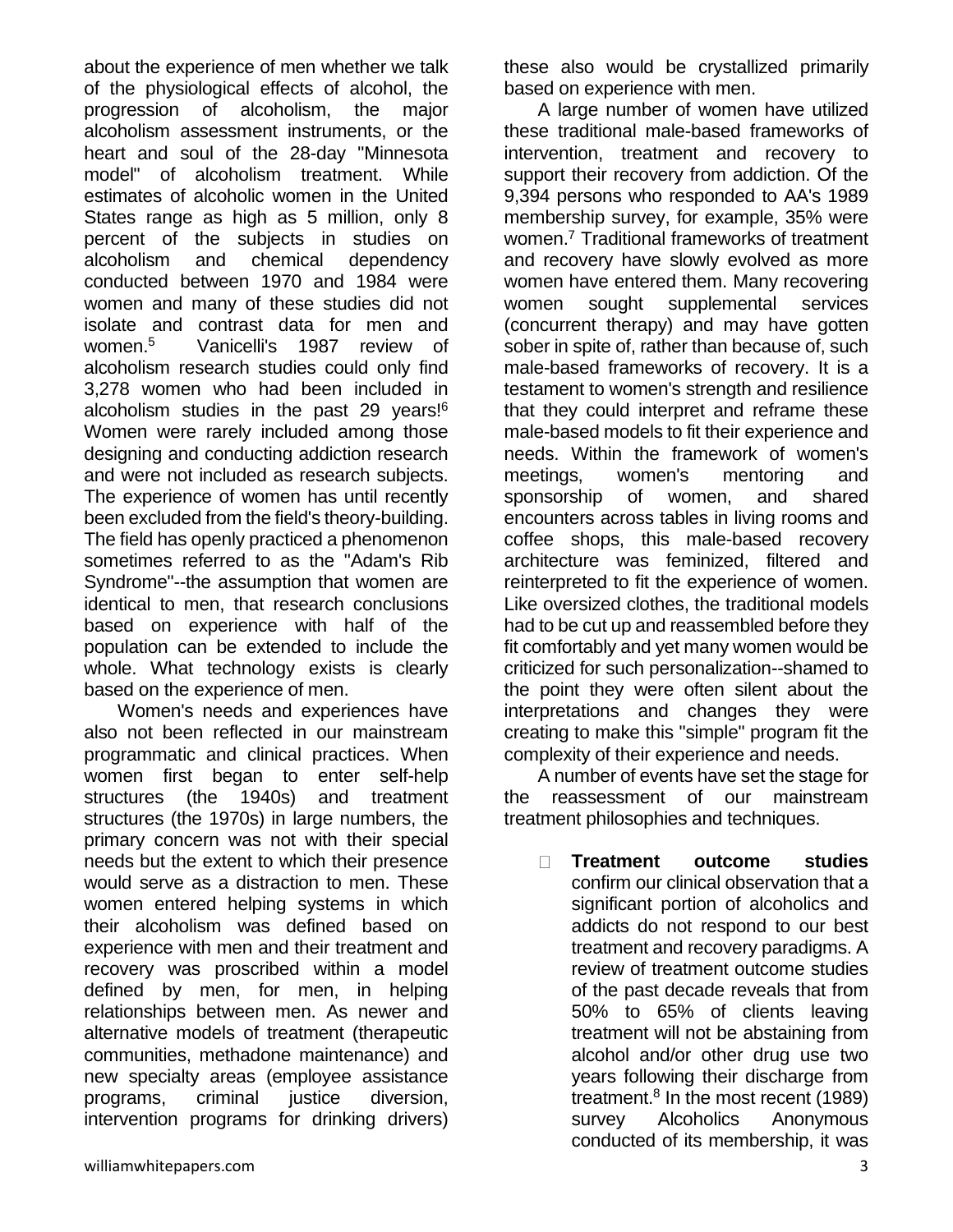about the experience of men whether we talk of the physiological effects of alcohol, the progression of alcoholism, the major alcoholism assessment instruments, or the heart and soul of the 28-day "Minnesota model" of alcoholism treatment. While estimates of alcoholic women in the United States range as high as 5 million, only 8 percent of the subjects in studies on alcoholism and chemical dependency conducted between 1970 and 1984 were women and many of these studies did not isolate and contrast data for men and women.[5] Vanicelli's 1987 review of alcoholism research studies could only find 3,278 women who had been included in alcoholism studies in the past 29 years![6] Women were rarely included among those designing and conducting addiction research and were not included as research subjects. The experience of women has until recently been excluded from the field's theory-building. The field has openly practiced a phenomenon sometimes referred to as the "Adam's Rib Syndrome"--the assumption that women are identical to men, that research conclusions based on experience with half of the population can be extended to include the whole. What technology exists is clearly based on the experience of men.

Women's needs and experiences have also not been reflected in our mainstream programmatic and clinical practices. When women first began to enter self-help structures (the 1940s) and treatment structures (the 1970s) in large numbers, the primary concern was not with their special needs but the extent to which their presence would serve as a distraction to men. These women entered helping systems in which their alcoholism was defined based on experience with men and their treatment and recovery was proscribed within a model defined by men, for men, in helping relationships between men. As newer and alternative models of treatment (therapeutic communities, methadone maintenance) and new specialty areas (employee assistance programs, criminal justice diversion, intervention programs for drinking drivers) these also would be crystallized primarily based on experience with men.

A large number of women have utilized these traditional male-based frameworks of intervention, treatment and recovery to support their recovery from addiction. Of the 9,394 persons who responded to AA's 1989 membership survey, for example, 35% were women.[7] Traditional frameworks of treatment and recovery have slowly evolved as more women have entered them. Many recovering women sought supplemental services (concurrent therapy) and may have gotten sober in spite of, rather than because of, such male-based frameworks of recovery. It is a testament to women's strength and resilience that they could interpret and reframe these male-based models to fit their experience and needs. Within the framework of women's meetings, women's mentoring and sponsorship of women, and shared encounters across tables in living rooms and coffee shops, this male-based recovery architecture was feminized, filtered and reinterpreted to fit the experience of women. Like oversized clothes, the traditional models had to be cut up and reassembled before they fit comfortably and yet many women would be criticized for such personalization--shamed to the point they were often silent about the interpretations and changes they were creating to make this "simple" program fit the complexity of their experience and needs.

A number of events have set the stage for the reassessment of our mainstream treatment philosophies and techniques.

- **Treatment outcome studies** confirm our clinical observation that a significant portion of alcoholics and addicts do not respond to our best treatment and recovery paradigms. A review of treatment outcome studies of the past decade reveals that from 50% to 65% of clients leaving treatment will not be abstaining from alcohol and/or other drug use two years following their discharge from treatment.[8] In the most recent (1989) survey Alcoholics Anonymous conducted of its membership, it was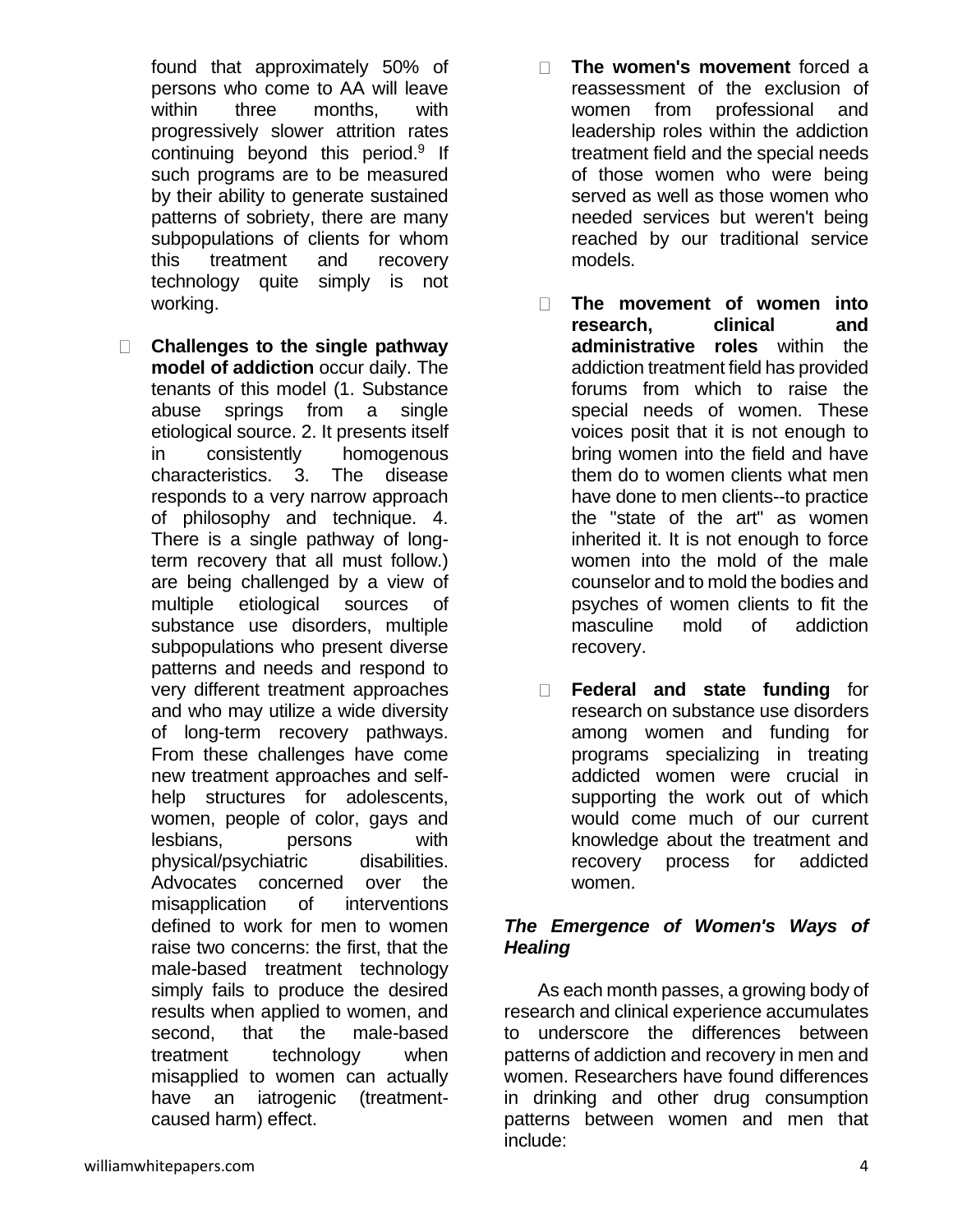found that approximately 50% of persons who come to AA will leave within three months, with progressively slower attrition rates continuing beyond this period.[9] If such programs are to be measured by their ability to generate sustained patterns of sobriety, there are many subpopulations of clients for whom this treatment and recovery technology quite simply is not working.

- **Challenges to the single pathway model of addiction** occur daily. The tenants of this model (1. Substance abuse springs from a single etiological source. 2. It presents itself in consistently homogenous characteristics. 3. The disease responds to a very narrow approach of philosophy and technique. 4. There is a single pathway of long-term recovery that all must follow.) are being challenged by a view of multiple etiological sources of substance use disorders, multiple subpopulations who present diverse patterns and needs and respond to very different treatment approaches and who may utilize a wide diversity of long-term recovery pathways. From these challenges have come new treatment approaches and self-help structures for adolescents, women, people of color, gays and lesbians, persons with physical/psychiatric disabilities. Advocates concerned over the misapplication of interventions defined to work for men to women raise two concerns: the first, that the male-based treatment technology simply fails to produce the desired results when applied to women, and second, that the male-based treatment technology when misapplied to women can actually have an iatrogenic (treatment-caused harm) effect.

- **The women's movement** forced a reassessment of the exclusion of women from professional and leadership roles within the addiction treatment field and the special needs of those women who were being served as well as those women who needed services but weren't being reached by our traditional service models.

- **The movement of women into research, clinical and administrative roles** within the addiction treatment field has provided forums from which to raise the special needs of women. These voices posit that it is not enough to bring women into the field and have them do to women clients what men have done to men clients--to practice the "state of the art" as women inherited it. It is not enough to force women into the mold of the male counselor and to mold the bodies and psyches of women clients to fit the masculine mold of addiction recovery.

- **Federal and state funding** for research on substance use disorders among women and funding for programs specializing in treating addicted women were crucial in supporting the work out of which would come much of our current knowledge about the treatment and recovery process for addicted women.

### *The Emergence of Women's Ways of Healing*

As each month passes, a growing body of research and clinical experience accumulates to underscore the differences between patterns of addiction and recovery in men and women. Researchers have found differences in drinking and other drug consumption patterns between women and men that include: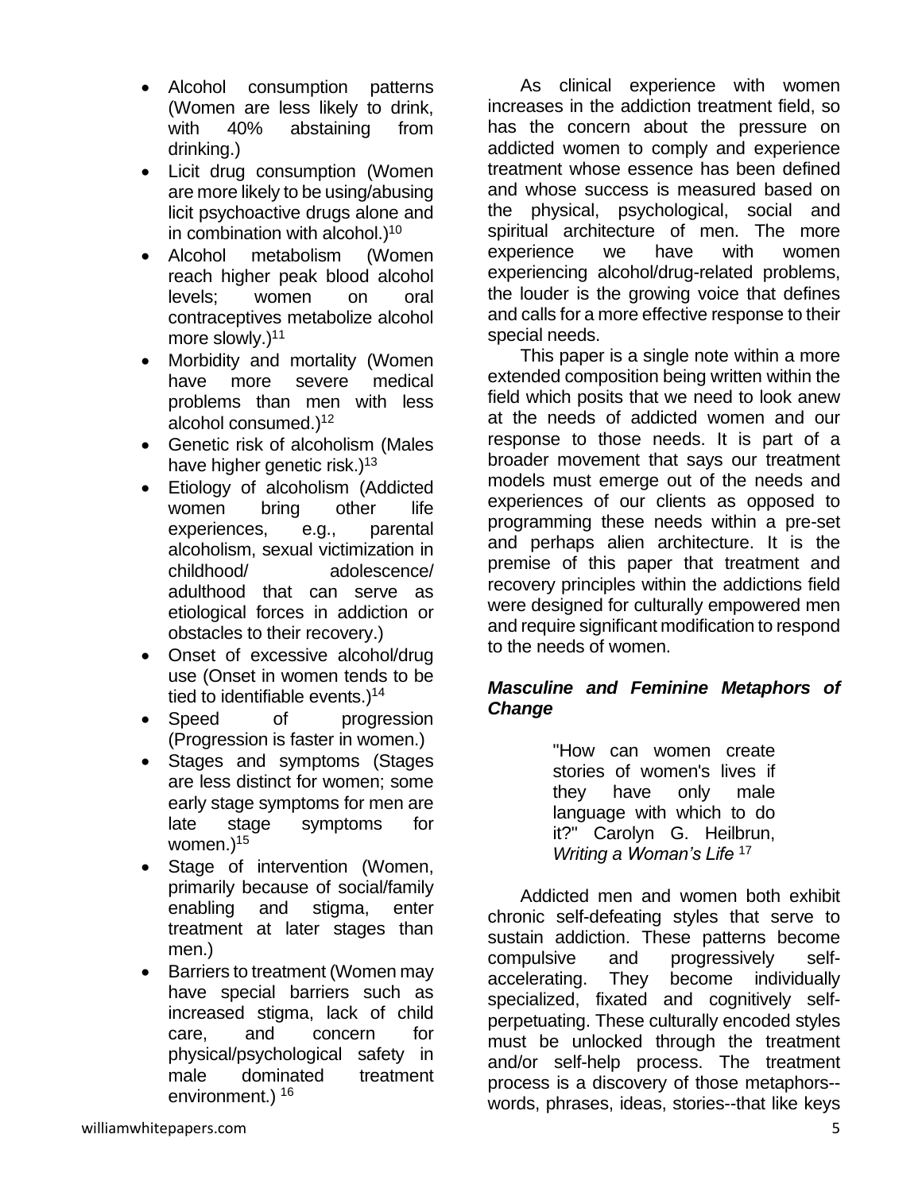- Alcohol consumption patterns (Women are less likely to drink, with 40% abstaining from drinking.)
- Licit drug consumption (Women are more likely to be using/abusing licit psychoactive drugs alone and in combination with alcohol.)[10]
- Alcohol metabolism (Women reach higher peak blood alcohol levels; women on oral contraceptives metabolize alcohol more slowly.)[11]
- Morbidity and mortality (Women have more severe medical problems than men with less alcohol consumed.)[12]
- Genetic risk of alcoholism (Males have higher genetic risk.)[13]
- Etiology of alcoholism (Addicted women bring other life experiences, e.g., parental alcoholism, sexual victimization in childhood/ adolescence/ adulthood that can serve as etiological forces in addiction or obstacles to their recovery.)
- Onset of excessive alcohol/drug use (Onset in women tends to be tied to identifiable events.)[14]
- Speed of progression (Progression is faster in women.)
- Stages and symptoms (Stages are less distinct for women; some early stage symptoms for men are late stage symptoms for women.)[15]
- Stage of intervention (Women, primarily because of social/family enabling and stigma, enter treatment at later stages than men.)
- Barriers to treatment (Women may have special barriers such as increased stigma, lack of child care, and concern for physical/psychological safety in male dominated treatment environment.) [16]

As clinical experience with women increases in the addiction treatment field, so has the concern about the pressure on addicted women to comply and experience treatment whose essence has been defined and whose success is measured based on the physical, psychological, social and spiritual architecture of men. The more experience we have with women experiencing alcohol/drug-related problems, the louder is the growing voice that defines and calls for a more effective response to their special needs.

This paper is a single note within a more extended composition being written within the field which posits that we need to look anew at the needs of addicted women and our response to those needs. It is part of a broader movement that says our treatment models must emerge out of the needs and experiences of our clients as opposed to programming these needs within a pre-set and perhaps alien architecture. It is the premise of this paper that treatment and recovery principles within the addictions field were designed for culturally empowered men and require significant modification to respond to the needs of women.

### *Masculine and Feminine Metaphors of Change*

> "How can women create stories of women's lives if they have only male language with which to do it?" Carolyn G. Heilbrun, *Writing a Woman's Life* [17]

Addicted men and women both exhibit chronic self-defeating styles that serve to sustain addiction. These patterns become compulsive and progressively self-accelerating. They become individually specialized, fixated and cognitively self-perpetuating. These culturally encoded styles must be unlocked through the treatment and/or self-help process. The treatment process is a discovery of those metaphors--words, phrases, ideas, stories--that like keys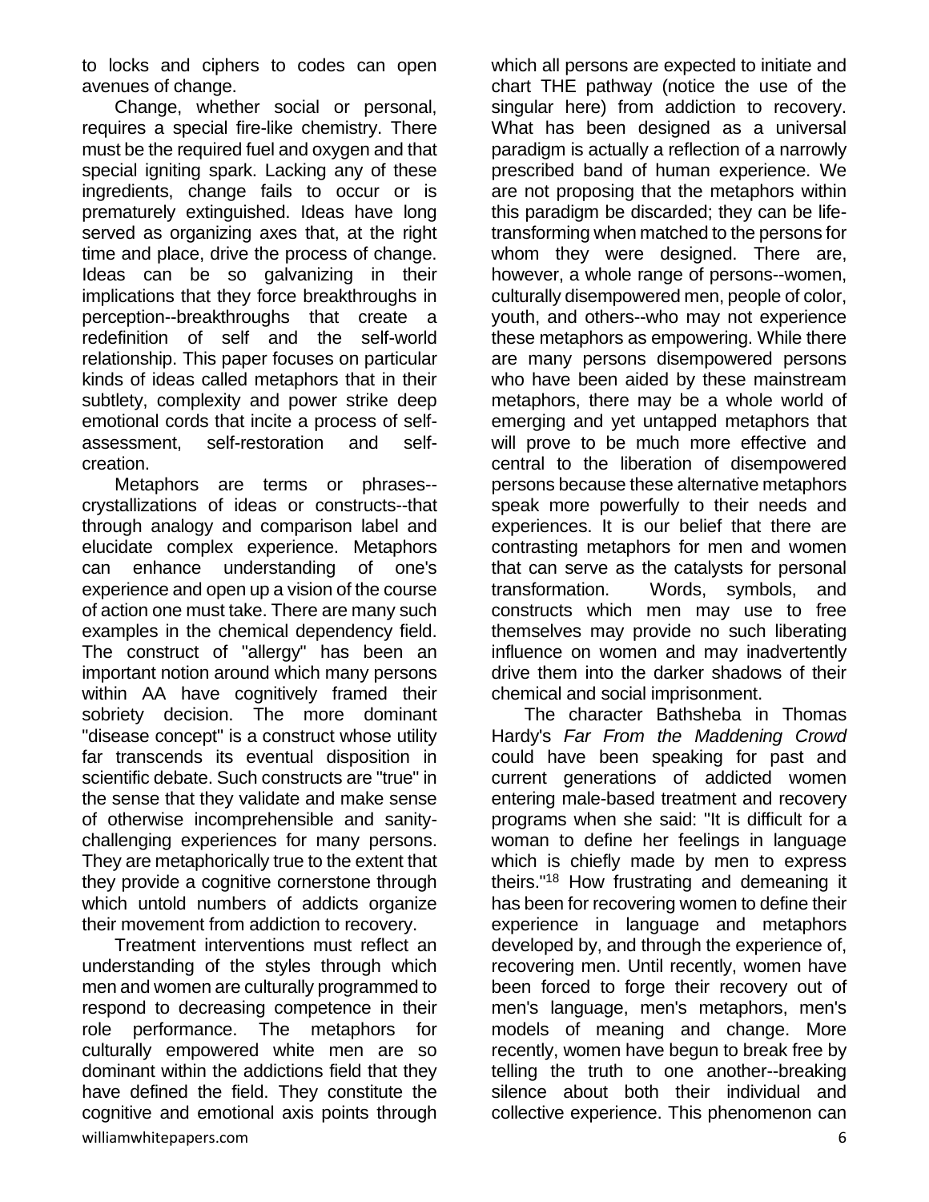to locks and ciphers to codes can open avenues of change.

Change, whether social or personal, requires a special fire-like chemistry. There must be the required fuel and oxygen and that special igniting spark. Lacking any of these ingredients, change fails to occur or is prematurely extinguished. Ideas have long served as organizing axes that, at the right time and place, drive the process of change. Ideas can be so galvanizing in their implications that they force breakthroughs in perception--breakthroughs that create a redefinition of self and the self-world relationship. This paper focuses on particular kinds of ideas called metaphors that in their subtlety, complexity and power strike deep emotional cords that incite a process of self-assessment, self-restoration and self-creation.

Metaphors are terms or phrases--crystallizations of ideas or constructs--that through analogy and comparison label and elucidate complex experience. Metaphors can enhance understanding of one's experience and open up a vision of the course of action one must take. There are many such examples in the chemical dependency field. The construct of "allergy" has been an important notion around which many persons within AA have cognitively framed their sobriety decision. The more dominant "disease concept" is a construct whose utility far transcends its eventual disposition in scientific debate. Such constructs are "true" in the sense that they validate and make sense of otherwise incomprehensible and sanity-challenging experiences for many persons. They are metaphorically true to the extent that they provide a cognitive cornerstone through which untold numbers of addicts organize their movement from addiction to recovery.

Treatment interventions must reflect an understanding of the styles through which men and women are culturally programmed to respond to decreasing competence in their role performance. The metaphors for culturally empowered white men are so dominant within the addictions field that they have defined the field. They constitute the cognitive and emotional axis points through which all persons are expected to initiate and chart THE pathway (notice the use of the singular here) from addiction to recovery. What has been designed as a universal paradigm is actually a reflection of a narrowly prescribed band of human experience. We are not proposing that the metaphors within this paradigm be discarded; they can be life-transforming when matched to the persons for whom they were designed. There are, however, a whole range of persons--women, culturally disempowered men, people of color, youth, and others--who may not experience these metaphors as empowering. While there are many persons disempowered persons who have been aided by these mainstream metaphors, there may be a whole world of emerging and yet untapped metaphors that will prove to be much more effective and central to the liberation of disempowered persons because these alternative metaphors speak more powerfully to their needs and experiences. It is our belief that there are contrasting metaphors for men and women that can serve as the catalysts for personal transformation. Words, symbols, and constructs which men may use to free themselves may provide no such liberating influence on women and may inadvertently drive them into the darker shadows of their chemical and social imprisonment.

The character Bathsheba in Thomas Hardy's *Far From the Maddening Crowd* could have been speaking for past and current generations of addicted women entering male-based treatment and recovery programs when she said: "It is difficult for a woman to define her feelings in language which is chiefly made by men to express theirs."[18] How frustrating and demeaning it has been for recovering women to define their experience in language and metaphors developed by, and through the experience of, recovering men. Until recently, women have been forced to forge their recovery out of men's language, men's metaphors, men's models of meaning and change. More recently, women have begun to break free by telling the truth to one another--breaking silence about both their individual and collective experience. This phenomenon can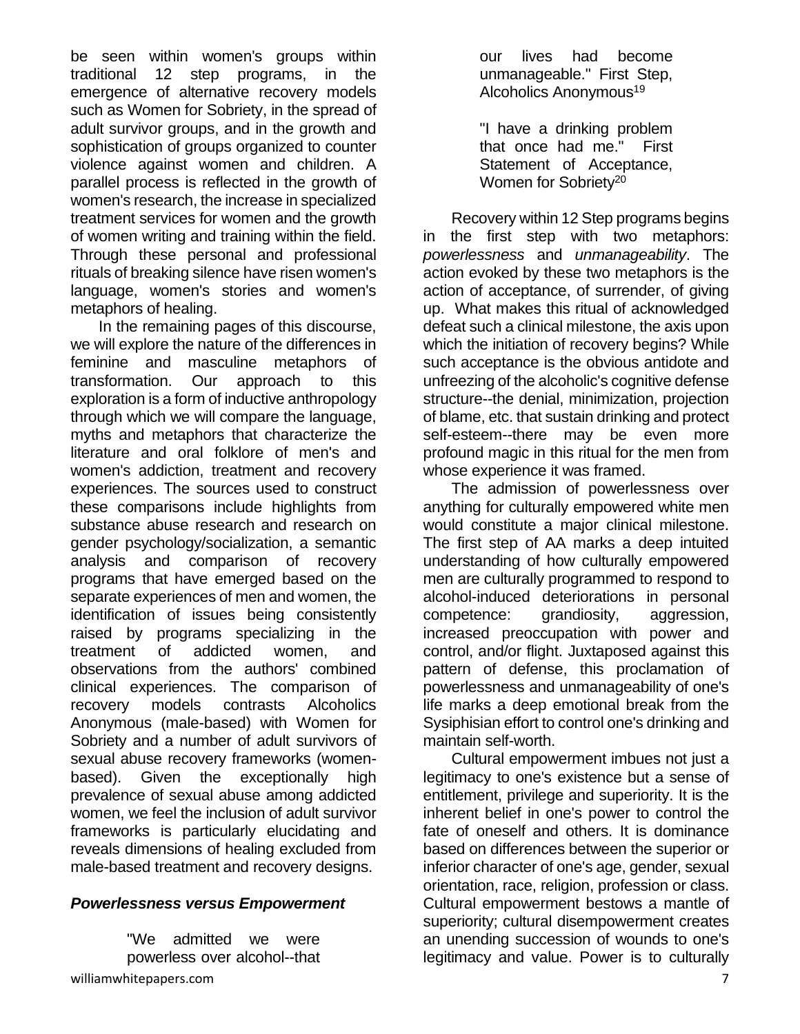be seen within women's groups within traditional 12 step programs, in the emergence of alternative recovery models such as Women for Sobriety, in the spread of adult survivor groups, and in the growth and sophistication of groups organized to counter violence against women and children. A parallel process is reflected in the growth of women's research, the increase in specialized treatment services for women and the growth of women writing and training within the field. Through these personal and professional rituals of breaking silence have risen women's language, women's stories and women's metaphors of healing.

In the remaining pages of this discourse, we will explore the nature of the differences in feminine and masculine metaphors of transformation. Our approach to this exploration is a form of inductive anthropology through which we will compare the language, myths and metaphors that characterize the literature and oral folklore of men's and women's addiction, treatment and recovery experiences. The sources used to construct these comparisons include highlights from substance abuse research and research on gender psychology/socialization, a semantic analysis and comparison of recovery programs that have emerged based on the separate experiences of men and women, the identification of issues being consistently raised by programs specializing in the treatment of addicted women, and observations from the authors' combined clinical experiences. The comparison of recovery models contrasts Alcoholics Anonymous (male-based) with Women for Sobriety and a number of adult survivors of sexual abuse recovery frameworks (women-based). Given the exceptionally high prevalence of sexual abuse among addicted women, we feel the inclusion of adult survivor frameworks is particularly elucidating and reveals dimensions of healing excluded from male-based treatment and recovery designs.

### *Powerlessness versus Empowerment*

> "We admitted we were powerless over alcohol--that our lives had become unmanageable." First Step, Alcoholics Anonymous[19]

> "I have a drinking problem that once had me." First Statement of Acceptance, Women for Sobriety[20]

Recovery within 12 Step programs begins in the first step with two metaphors: *powerlessness* and *unmanageability*. The action evoked by these two metaphors is the action of acceptance, of surrender, of giving up. What makes this ritual of acknowledged defeat such a clinical milestone, the axis upon which the initiation of recovery begins? While such acceptance is the obvious antidote and unfreezing of the alcoholic's cognitive defense structure--the denial, minimization, projection of blame, etc. that sustain drinking and protect self-esteem--there may be even more profound magic in this ritual for the men from whose experience it was framed.

The admission of powerlessness over anything for culturally empowered white men would constitute a major clinical milestone. The first step of AA marks a deep intuited understanding of how culturally empowered men are culturally programmed to respond to alcohol-induced deteriorations in personal competence: grandiosity, aggression, increased preoccupation with power and control, and/or flight. Juxtaposed against this pattern of defense, this proclamation of powerlessness and unmanageability of one's life marks a deep emotional break from the Sysiphisian effort to control one's drinking and maintain self-worth.

Cultural empowerment imbues not just a legitimacy to one's existence but a sense of entitlement, privilege and superiority. It is the inherent belief in one's power to control the fate of oneself and others. It is dominance based on differences between the superior or inferior character of one's age, gender, sexual orientation, race, religion, profession or class. Cultural empowerment bestows a mantle of superiority; cultural disempowerment creates an unending succession of wounds to one's legitimacy and value. Power is to culturally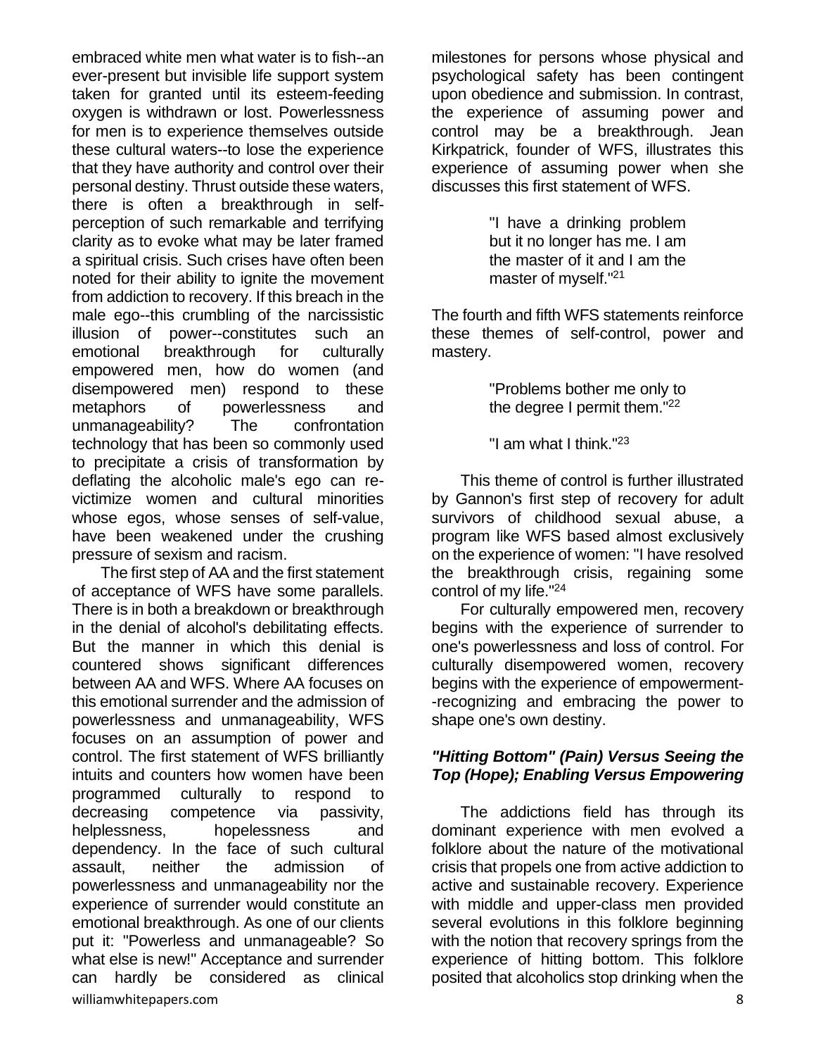embraced white men what water is to fish--an ever-present but invisible life support system taken for granted until its esteem-feeding oxygen is withdrawn or lost. Powerlessness for men is to experience themselves outside these cultural waters--to lose the experience that they have authority and control over their personal destiny. Thrust outside these waters, there is often a breakthrough in self-perception of such remarkable and terrifying clarity as to evoke what may be later framed a spiritual crisis. Such crises have often been noted for their ability to ignite the movement from addiction to recovery. If this breach in the male ego--this crumbling of the narcissistic illusion of power--constitutes such an emotional breakthrough for culturally empowered men, how do women (and disempowered men) respond to these metaphors of powerlessness and unmanageability? The confrontation technology that has been so commonly used to precipitate a crisis of transformation by deflating the alcoholic male's ego can re-victimize women and cultural minorities whose egos, whose senses of self-value, have been weakened under the crushing pressure of sexism and racism.

The first step of AA and the first statement of acceptance of WFS have some parallels. There is in both a breakdown or breakthrough in the denial of alcohol's debilitating effects. But the manner in which this denial is countered shows significant differences between AA and WFS. Where AA focuses on this emotional surrender and the admission of powerlessness and unmanageability, WFS focuses on an assumption of power and control. The first statement of WFS brilliantly intuits and counters how women have been programmed culturally to respond to decreasing competence via passivity, helplessness, hopelessness and dependency. In the face of such cultural assault, neither the admission of powerlessness and unmanageability nor the experience of surrender would constitute an emotional breakthrough. As one of our clients put it: "Powerless and unmanageable? So what else is new!" Acceptance and surrender can hardly be considered as clinical milestones for persons whose physical and psychological safety has been contingent upon obedience and submission. In contrast, the experience of assuming power and control may be a breakthrough. Jean Kirkpatrick, founder of WFS, illustrates this experience of assuming power when she discusses this first statement of WFS.

> "I have a drinking problem but it no longer has me. I am the master of it and I am the master of myself."[21]

The fourth and fifth WFS statements reinforce these themes of self-control, power and mastery.

> "Problems bother me only to the degree I permit them."[22]
>
> "I am what I think."[23]

This theme of control is further illustrated by Gannon's first step of recovery for adult survivors of childhood sexual abuse, a program like WFS based almost exclusively on the experience of women: "I have resolved the breakthrough crisis, regaining some control of my life."[24]

For culturally empowered men, recovery begins with the experience of surrender to one's powerlessness and loss of control. For culturally disempowered women, recovery begins with the experience of empowerment--recognizing and embracing the power to shape one's own destiny.

### *"Hitting Bottom" (Pain) Versus Seeing the Top (Hope); Enabling Versus Empowering*

The addictions field has through its dominant experience with men evolved a folklore about the nature of the motivational crisis that propels one from active addiction to active and sustainable recovery. Experience with middle and upper-class men provided several evolutions in this folklore beginning with the notion that recovery springs from the experience of hitting bottom. This folklore posited that alcoholics stop drinking when the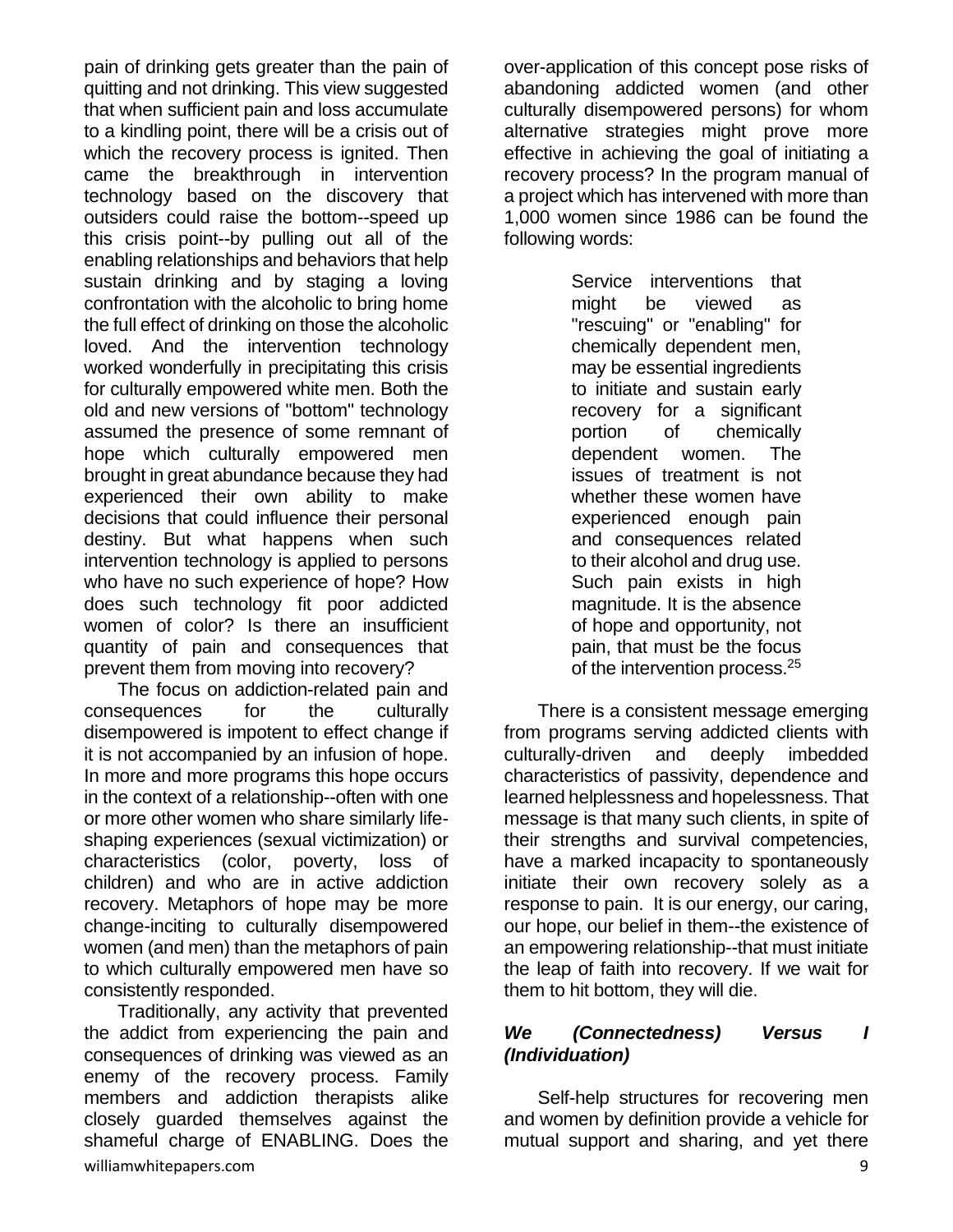pain of drinking gets greater than the pain of quitting and not drinking. This view suggested that when sufficient pain and loss accumulate to a kindling point, there will be a crisis out of which the recovery process is ignited. Then came the breakthrough in intervention technology based on the discovery that outsiders could raise the bottom--speed up this crisis point--by pulling out all of the enabling relationships and behaviors that help sustain drinking and by staging a loving confrontation with the alcoholic to bring home the full effect of drinking on those the alcoholic loved. And the intervention technology worked wonderfully in precipitating this crisis for culturally empowered white men. Both the old and new versions of "bottom" technology assumed the presence of some remnant of hope which culturally empowered men brought in great abundance because they had experienced their own ability to make decisions that could influence their personal destiny. But what happens when such intervention technology is applied to persons who have no such experience of hope? How does such technology fit poor addicted women of color? Is there an insufficient quantity of pain and consequences that prevent them from moving into recovery?

The focus on addiction-related pain and consequences for the culturally disempowered is impotent to effect change if it is not accompanied by an infusion of hope. In more and more programs this hope occurs in the context of a relationship--often with one or more other women who share similarly life-shaping experiences (sexual victimization) or characteristics (color, poverty, loss of children) and who are in active addiction recovery. Metaphors of hope may be more change-inciting to culturally disempowered women (and men) than the metaphors of pain to which culturally empowered men have so consistently responded.

Traditionally, any activity that prevented the addict from experiencing the pain and consequences of drinking was viewed as an enemy of the recovery process. Family members and addiction therapists alike closely guarded themselves against the shameful charge of ENABLING. Does the over-application of this concept pose risks of abandoning addicted women (and other culturally disempowered persons) for whom alternative strategies might prove more effective in achieving the goal of initiating a recovery process? In the program manual of a project which has intervened with more than 1,000 women since 1986 can be found the following words:

> Service interventions that might be viewed as "rescuing" or "enabling" for chemically dependent men, may be essential ingredients to initiate and sustain early recovery for a significant portion of chemically dependent women. The issues of treatment is not whether these women have experienced enough pain and consequences related to their alcohol and drug use. Such pain exists in high magnitude. It is the absence of hope and opportunity, not pain, that must be the focus of the intervention process.[25]

There is a consistent message emerging from programs serving addicted clients with culturally-driven and deeply imbedded characteristics of passivity, dependence and learned helplessness and hopelessness. That message is that many such clients, in spite of their strengths and survival competencies, have a marked incapacity to spontaneously initiate their own recovery solely as a response to pain. It is our energy, our caring, our hope, our belief in them--the existence of an empowering relationship--that must initiate the leap of faith into recovery. If we wait for them to hit bottom, they will die.

### *We (Connectedness) Versus I (Individuation)*

Self-help structures for recovering men and women by definition provide a vehicle for mutual support and sharing, and yet there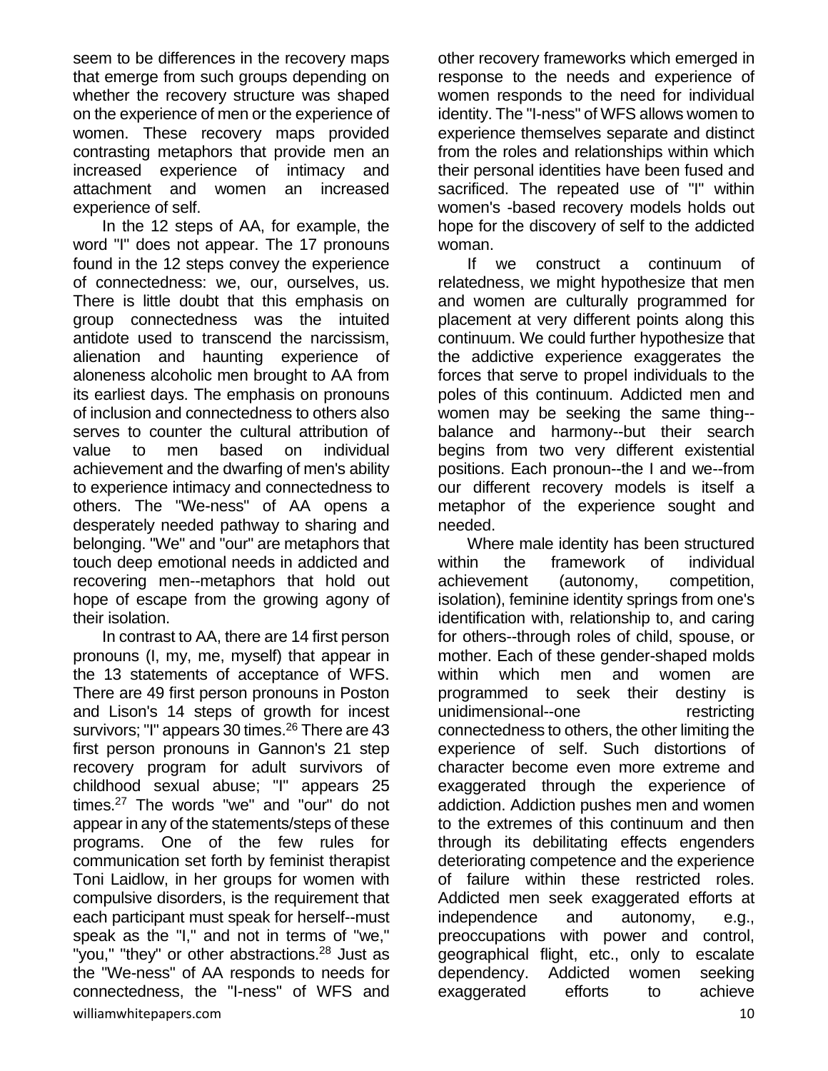seem to be differences in the recovery maps that emerge from such groups depending on whether the recovery structure was shaped on the experience of men or the experience of women. These recovery maps provided contrasting metaphors that provide men an increased experience of intimacy and attachment and women an increased experience of self.

In the 12 steps of AA, for example, the word "I" does not appear. The 17 pronouns found in the 12 steps convey the experience of connectedness: we, our, ourselves, us. There is little doubt that this emphasis on group connectedness was the intuited antidote used to transcend the narcissism, alienation and haunting experience of aloneness alcoholic men brought to AA from its earliest days. The emphasis on pronouns of inclusion and connectedness to others also serves to counter the cultural attribution of value to men based on individual achievement and the dwarfing of men's ability to experience intimacy and connectedness to others. The "We-ness" of AA opens a desperately needed pathway to sharing and belonging. "We" and "our" are metaphors that touch deep emotional needs in addicted and recovering men--metaphors that hold out hope of escape from the growing agony of their isolation.

In contrast to AA, there are 14 first person pronouns (I, my, me, myself) that appear in the 13 statements of acceptance of WFS. There are 49 first person pronouns in Poston and Lison's 14 steps of growth for incest survivors; "I" appears 30 times.[26] There are 43 first person pronouns in Gannon's 21 step recovery program for adult survivors of childhood sexual abuse; "I" appears 25 times.[27] The words "we" and "our" do not appear in any of the statements/steps of these programs. One of the few rules for communication set forth by feminist therapist Toni Laidlow, in her groups for women with compulsive disorders, is the requirement that each participant must speak for herself--must speak as the "I," and not in terms of "we," "you," "they" or other abstractions.[28] Just as the "We-ness" of AA responds to needs for connectedness, the "I-ness" of WFS and other recovery frameworks which emerged in response to the needs and experience of women responds to the need for individual identity. The "I-ness" of WFS allows women to experience themselves separate and distinct from the roles and relationships within which their personal identities have been fused and sacrificed. The repeated use of "I" within women's -based recovery models holds out hope for the discovery of self to the addicted woman.

If we construct a continuum of relatedness, we might hypothesize that men and women are culturally programmed for placement at very different points along this continuum. We could further hypothesize that the addictive experience exaggerates the forces that serve to propel individuals to the poles of this continuum. Addicted men and women may be seeking the same thing--balance and harmony--but their search begins from two very different existential positions. Each pronoun--the I and we--from our different recovery models is itself a metaphor of the experience sought and needed.

Where male identity has been structured within the framework of individual achievement (autonomy, competition, isolation), feminine identity springs from one's identification with, relationship to, and caring for others--through roles of child, spouse, or mother. Each of these gender-shaped molds within which men and women are programmed to seek their destiny is unidimensional--one restricting connectedness to others, the other limiting the experience of self. Such distortions of character become even more extreme and exaggerated through the experience of addiction. Addiction pushes men and women to the extremes of this continuum and then through its debilitating effects engenders deteriorating competence and the experience of failure within these restricted roles. Addicted men seek exaggerated efforts at independence and autonomy, e.g., preoccupations with power and control, geographical flight, etc., only to escalate dependency. Addicted women seeking exaggerated efforts to achieve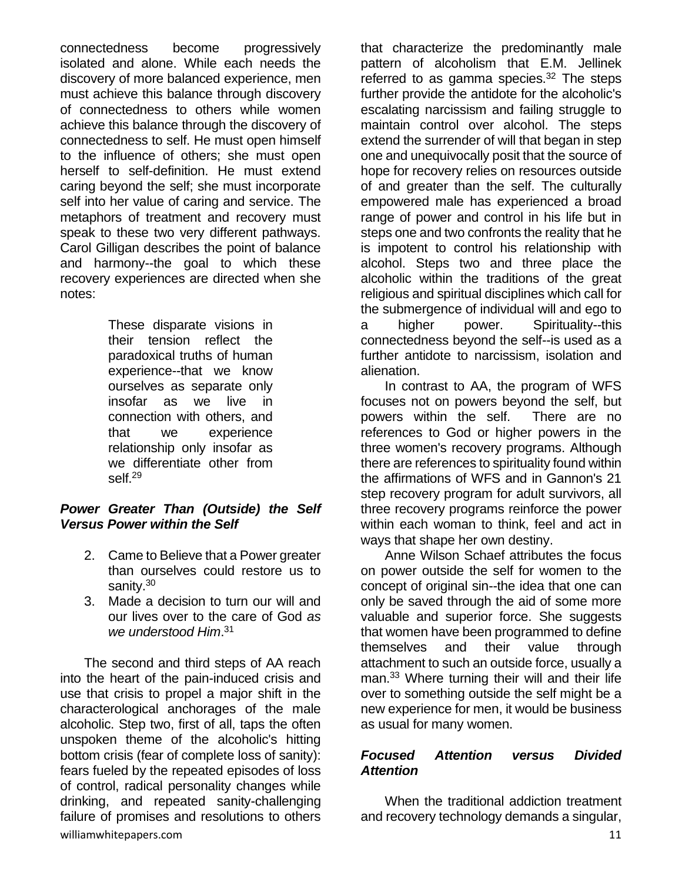connectedness become progressively isolated and alone. While each needs the discovery of more balanced experience, men must achieve this balance through discovery of connectedness to others while women achieve this balance through the discovery of connectedness to self. He must open himself to the influence of others; she must open herself to self-definition. He must extend caring beyond the self; she must incorporate self into her value of caring and service. The metaphors of treatment and recovery must speak to these two very different pathways. Carol Gilligan describes the point of balance and harmony--the goal to which these recovery experiences are directed when she notes:

> These disparate visions in their tension reflect the paradoxical truths of human experience--that we know ourselves as separate only insofar as we live in connection with others, and that we experience relationship only insofar as we differentiate other from self.[29]

### *Power Greater Than (Outside) the Self Versus Power within the Self*

2. Came to Believe that a Power greater than ourselves could restore us to sanity.[30]
3. Made a decision to turn our will and our lives over to the care of God *as we understood Him*.[31]

The second and third steps of AA reach into the heart of the pain-induced crisis and use that crisis to propel a major shift in the characterological anchorages of the male alcoholic. Step two, first of all, taps the often unspoken theme of the alcoholic's hitting bottom crisis (fear of complete loss of sanity): fears fueled by the repeated episodes of loss of control, radical personality changes while drinking, and repeated sanity-challenging failure of promises and resolutions to others that characterize the predominantly male pattern of alcoholism that E.M. Jellinek referred to as gamma species.[32] The steps further provide the antidote for the alcoholic's escalating narcissism and failing struggle to maintain control over alcohol. The steps extend the surrender of will that began in step one and unequivocally posit that the source of hope for recovery relies on resources outside of and greater than the self. The culturally empowered male has experienced a broad range of power and control in his life but in steps one and two confronts the reality that he is impotent to control his relationship with alcohol. Steps two and three place the alcoholic within the traditions of the great religious and spiritual disciplines which call for the submergence of individual will and ego to a higher power. Spirituality--this connectedness beyond the self--is used as a further antidote to narcissism, isolation and alienation.

In contrast to AA, the program of WFS focuses not on powers beyond the self, but powers within the self. There are no references to God or higher powers in the three women's recovery programs. Although there are references to spirituality found within the affirmations of WFS and in Gannon's 21 step recovery program for adult survivors, all three recovery programs reinforce the power within each woman to think, feel and act in ways that shape her own destiny.

Anne Wilson Schaef attributes the focus on power outside the self for women to the concept of original sin--the idea that one can only be saved through the aid of some more valuable and superior force. She suggests that women have been programmed to define themselves and their value through attachment to such an outside force, usually a man.[33] Where turning their will and their life over to something outside the self might be a new experience for men, it would be business as usual for many women.

### *Focused Attention versus Divided Attention*

When the traditional addiction treatment and recovery technology demands a singular,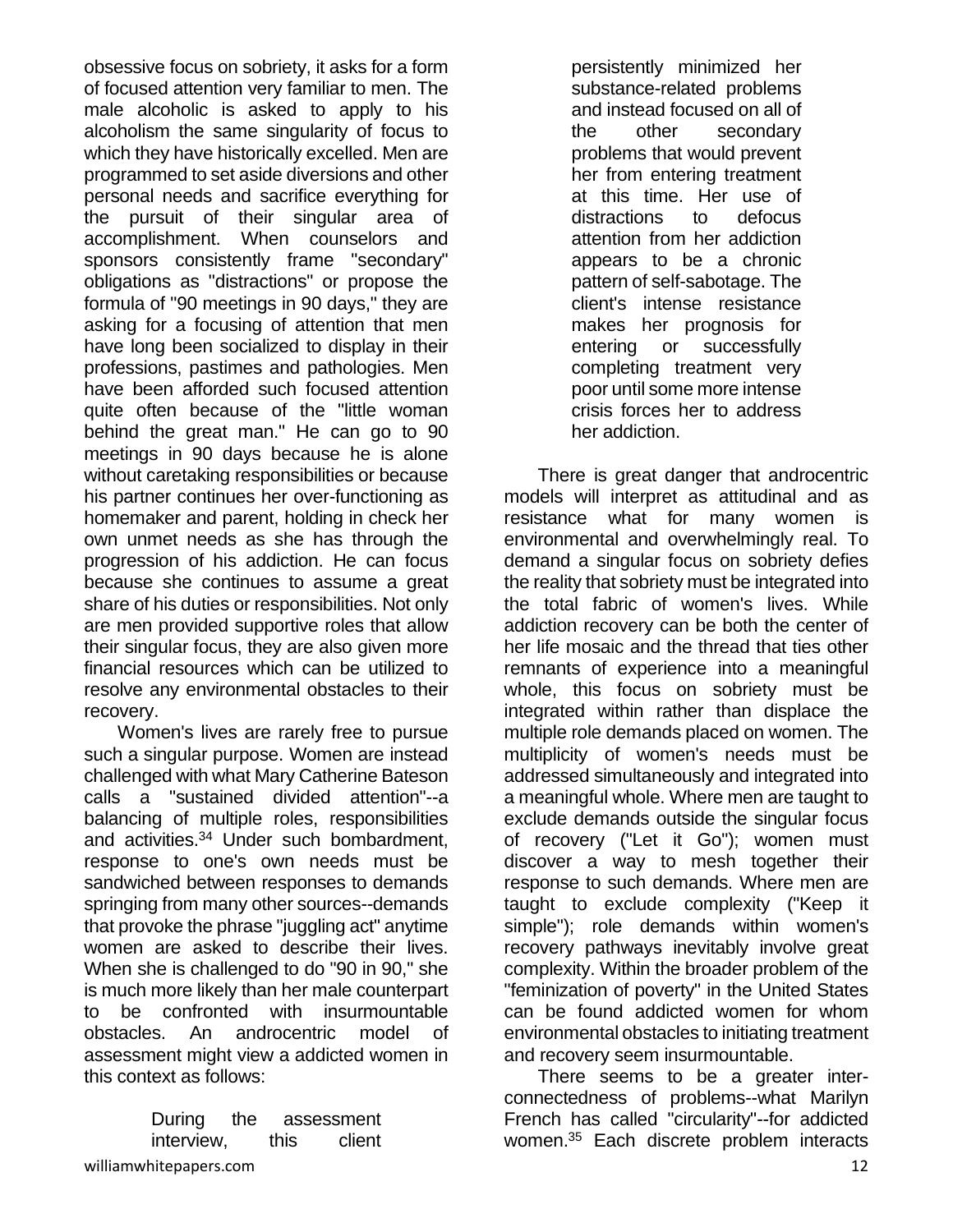obsessive focus on sobriety, it asks for a form of focused attention very familiar to men. The male alcoholic is asked to apply to his alcoholism the same singularity of focus to which they have historically excelled. Men are programmed to set aside diversions and other personal needs and sacrifice everything for the pursuit of their singular area of accomplishment. When counselors and sponsors consistently frame "secondary" obligations as "distractions" or propose the formula of "90 meetings in 90 days," they are asking for a focusing of attention that men have long been socialized to display in their professions, pastimes and pathologies. Men have been afforded such focused attention quite often because of the "little woman behind the great man." He can go to 90 meetings in 90 days because he is alone without caretaking responsibilities or because his partner continues her over-functioning as homemaker and parent, holding in check her own unmet needs as she has through the progression of his addiction. He can focus because she continues to assume a great share of his duties or responsibilities. Not only are men provided supportive roles that allow their singular focus, they are also given more financial resources which can be utilized to resolve any environmental obstacles to their recovery.

Women's lives are rarely free to pursue such a singular purpose. Women are instead challenged with what Mary Catherine Bateson calls a "sustained divided attention"--a balancing of multiple roles, responsibilities and activities.[34] Under such bombardment, response to one's own needs must be sandwiched between responses to demands springing from many other sources--demands that provoke the phrase "juggling act" anytime women are asked to describe their lives. When she is challenged to do "90 in 90," she is much more likely than her male counterpart to be confronted with insurmountable obstacles. An androcentric model of assessment might view a addicted women in this context as follows:

> During the assessment interview, this client persistently minimized her substance-related problems and instead focused on all of the other secondary problems that would prevent her from entering treatment at this time. Her use of distractions to defocus attention from her addiction appears to be a chronic pattern of self-sabotage. The client's intense resistance makes her prognosis for entering or successfully completing treatment very poor until some more intense crisis forces her to address her addiction.

There is great danger that androcentric models will interpret as attitudinal and as resistance what for many women is environmental and overwhelmingly real. To demand a singular focus on sobriety defies the reality that sobriety must be integrated into the total fabric of women's lives. While addiction recovery can be both the center of her life mosaic and the thread that ties other remnants of experience into a meaningful whole, this focus on sobriety must be integrated within rather than displace the multiple role demands placed on women. The multiplicity of women's needs must be addressed simultaneously and integrated into a meaningful whole. Where men are taught to exclude demands outside the singular focus of recovery ("Let it Go"); women must discover a way to mesh together their response to such demands. Where men are taught to exclude complexity ("Keep it simple"); role demands within women's recovery pathways inevitably involve great complexity. Within the broader problem of the "feminization of poverty" in the United States can be found addicted women for whom environmental obstacles to initiating treatment and recovery seem insurmountable.

There seems to be a greater inter-connectedness of problems--what Marilyn French has called "circularity"--for addicted women.[35] Each discrete problem interacts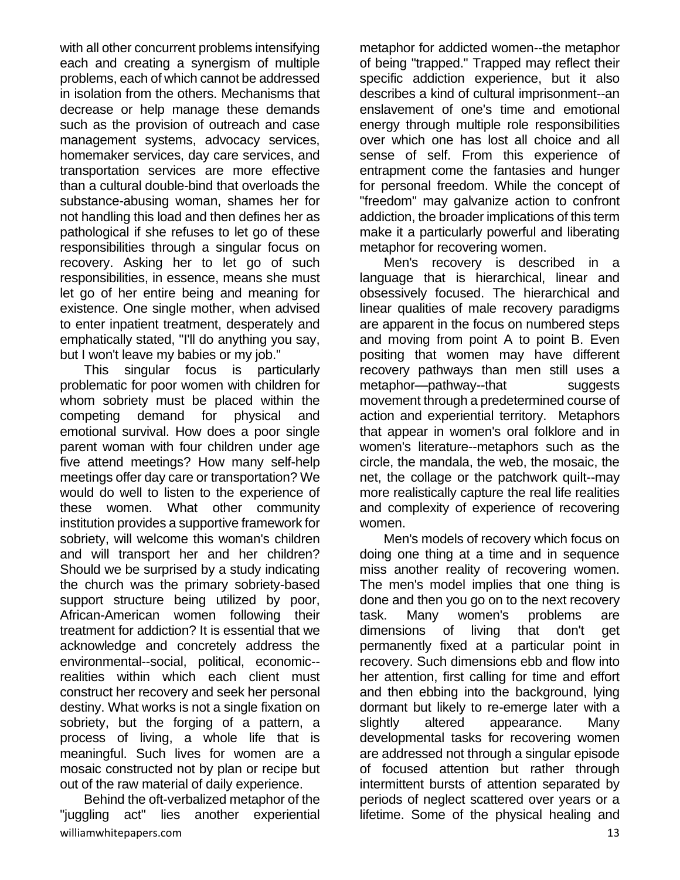with all other concurrent problems intensifying each and creating a synergism of multiple problems, each of which cannot be addressed in isolation from the others. Mechanisms that decrease or help manage these demands such as the provision of outreach and case management systems, advocacy services, homemaker services, day care services, and transportation services are more effective than a cultural double-bind that overloads the substance-abusing woman, shames her for not handling this load and then defines her as pathological if she refuses to let go of these responsibilities through a singular focus on recovery. Asking her to let go of such responsibilities, in essence, means she must let go of her entire being and meaning for existence. One single mother, when advised to enter inpatient treatment, desperately and emphatically stated, "I'll do anything you say, but I won't leave my babies or my job."

This singular focus is particularly problematic for poor women with children for whom sobriety must be placed within the competing demand for physical and emotional survival. How does a poor single parent woman with four children under age five attend meetings? How many self-help meetings offer day care or transportation? We would do well to listen to the experience of these women. What other community institution provides a supportive framework for sobriety, will welcome this woman's children and will transport her and her children? Should we be surprised by a study indicating the church was the primary sobriety-based support structure being utilized by poor, African-American women following their treatment for addiction? It is essential that we acknowledge and concretely address the environmental--social, political, economic--realities within which each client must construct her recovery and seek her personal destiny. What works is not a single fixation on sobriety, but the forging of a pattern, a process of living, a whole life that is meaningful. Such lives for women are a mosaic constructed not by plan or recipe but out of the raw material of daily experience.

Behind the oft-verbalized metaphor of the "juggling act" lies another experiential metaphor for addicted women--the metaphor of being "trapped." Trapped may reflect their specific addiction experience, but it also describes a kind of cultural imprisonment--an enslavement of one's time and emotional energy through multiple role responsibilities over which one has lost all choice and all sense of self. From this experience of entrapment come the fantasies and hunger for personal freedom. While the concept of "freedom" may galvanize action to confront addiction, the broader implications of this term make it a particularly powerful and liberating metaphor for recovering women.

Men's recovery is described in a language that is hierarchical, linear and obsessively focused. The hierarchical and linear qualities of male recovery paradigms are apparent in the focus on numbered steps and moving from point A to point B. Even positing that women may have different recovery pathways than men still uses a metaphor—pathway--that suggests movement through a predetermined course of action and experiential territory. Metaphors that appear in women's oral folklore and in women's literature--metaphors such as the circle, the mandala, the web, the mosaic, the net, the collage or the patchwork quilt--may more realistically capture the real life realities and complexity of experience of recovering women.

Men's models of recovery which focus on doing one thing at a time and in sequence miss another reality of recovering women. The men's model implies that one thing is done and then you go on to the next recovery task. Many women's problems are dimensions of living that don't get permanently fixed at a particular point in recovery. Such dimensions ebb and flow into her attention, first calling for time and effort and then ebbing into the background, lying dormant but likely to re-emerge later with a slightly altered appearance. Many developmental tasks for recovering women are addressed not through a singular episode of focused attention but rather through intermittent bursts of attention separated by periods of neglect scattered over years or a lifetime. Some of the physical healing and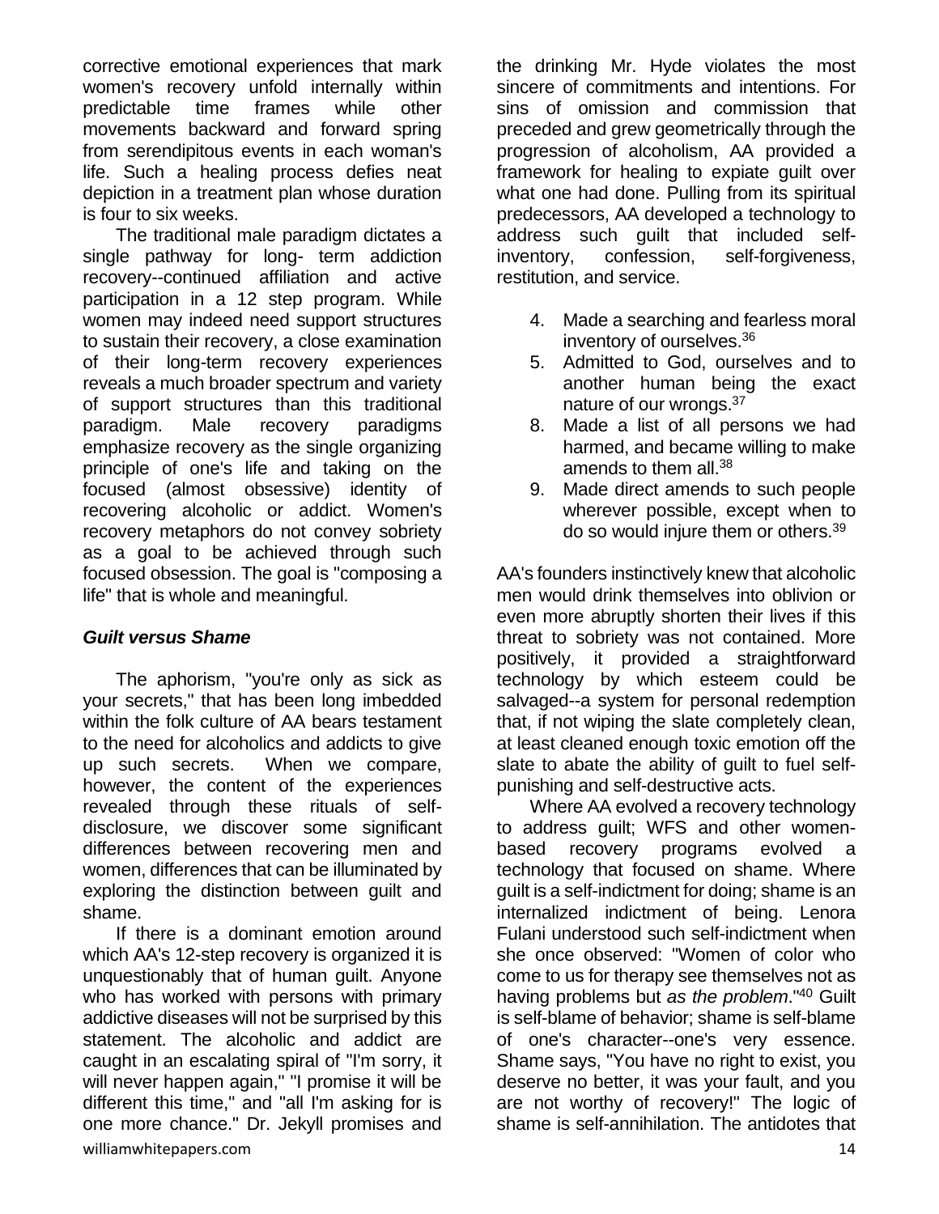corrective emotional experiences that mark women's recovery unfold internally within predictable time frames while other movements backward and forward spring from serendipitous events in each woman's life. Such a healing process defies neat depiction in a treatment plan whose duration is four to six weeks.

The traditional male paradigm dictates a single pathway for long- term addiction recovery--continued affiliation and active participation in a 12 step program. While women may indeed need support structures to sustain their recovery, a close examination of their long-term recovery experiences reveals a much broader spectrum and variety of support structures than this traditional paradigm. Male recovery paradigms emphasize recovery as the single organizing principle of one's life and taking on the focused (almost obsessive) identity of recovering alcoholic or addict. Women's recovery metaphors do not convey sobriety as a goal to be achieved through such focused obsession. The goal is "composing a life" that is whole and meaningful.

### *Guilt versus Shame*

The aphorism, "you're only as sick as your secrets," that has been long imbedded within the folk culture of AA bears testament to the need for alcoholics and addicts to give up such secrets. When we compare, however, the content of the experiences revealed through these rituals of self-disclosure, we discover some significant differences between recovering men and women, differences that can be illuminated by exploring the distinction between guilt and shame.

If there is a dominant emotion around which AA's 12-step recovery is organized it is unquestionably that of human guilt. Anyone who has worked with persons with primary addictive diseases will not be surprised by this statement. The alcoholic and addict are caught in an escalating spiral of "I'm sorry, it will never happen again," "I promise it will be different this time," and "all I'm asking for is one more chance." Dr. Jekyll promises and the drinking Mr. Hyde violates the most sincere of commitments and intentions. For sins of omission and commission that preceded and grew geometrically through the progression of alcoholism, AA provided a framework for healing to expiate guilt over what one had done. Pulling from its spiritual predecessors, AA developed a technology to address such guilt that included self-inventory, confession, self-forgiveness, restitution, and service.

4. Made a searching and fearless moral inventory of ourselves.[36]
5. Admitted to God, ourselves and to another human being the exact nature of our wrongs.[37]
8. Made a list of all persons we had harmed, and became willing to make amends to them all.[38]
9. Made direct amends to such people wherever possible, except when to do so would injure them or others.[39]

AA's founders instinctively knew that alcoholic men would drink themselves into oblivion or even more abruptly shorten their lives if this threat to sobriety was not contained. More positively, it provided a straightforward technology by which esteem could be salvaged--a system for personal redemption that, if not wiping the slate completely clean, at least cleaned enough toxic emotion off the slate to abate the ability of guilt to fuel self-punishing and self-destructive acts.

Where AA evolved a recovery technology to address guilt; WFS and other women-based recovery programs evolved a technology that focused on shame. Where guilt is a self-indictment for doing; shame is an internalized indictment of being. Lenora Fulani understood such self-indictment when she once observed: "Women of color who come to us for therapy see themselves not as having problems but *as the problem*."[40] Guilt is self-blame of behavior; shame is self-blame of one's character--one's very essence. Shame says, "You have no right to exist, you deserve no better, it was your fault, and you are not worthy of recovery!" The logic of shame is self-annihilation. The antidotes that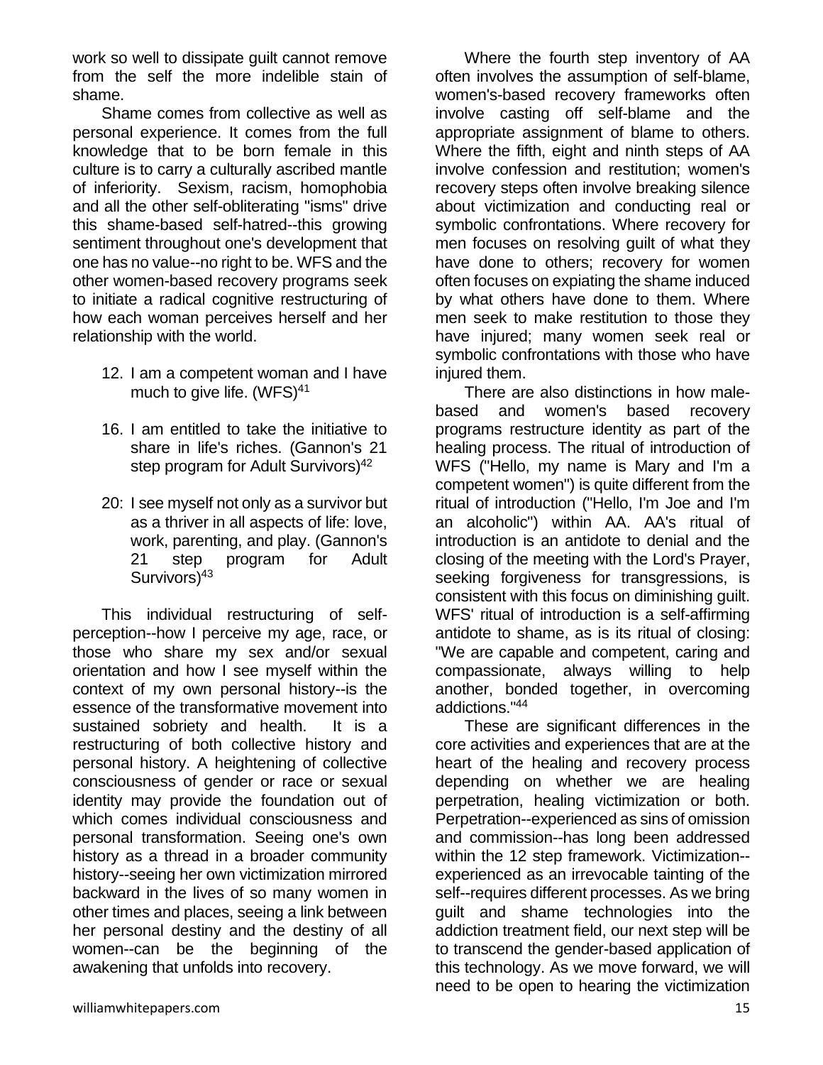work so well to dissipate guilt cannot remove from the self the more indelible stain of shame.

Shame comes from collective as well as personal experience. It comes from the full knowledge that to be born female in this culture is to carry a culturally ascribed mantle of inferiority. Sexism, racism, homophobia and all the other self-obliterating "isms" drive this shame-based self-hatred--this growing sentiment throughout one's development that one has no value--no right to be. WFS and the other women-based recovery programs seek to initiate a radical cognitive restructuring of how each woman perceives herself and her relationship with the world.

12. I am a competent woman and I have much to give life. (WFS)[41]

16. I am entitled to take the initiative to share in life's riches. (Gannon's 21 step program for Adult Survivors)[42]

20: I see myself not only as a survivor but as a thriver in all aspects of life: love, work, parenting, and play. (Gannon's 21 step program for Adult Survivors)[43]

This individual restructuring of self-perception--how I perceive my age, race, or those who share my sex and/or sexual orientation and how I see myself within the context of my own personal history--is the essence of the transformative movement into sustained sobriety and health. It is a restructuring of both collective history and personal history. A heightening of collective consciousness of gender or race or sexual identity may provide the foundation out of which comes individual consciousness and personal transformation. Seeing one's own history as a thread in a broader community history--seeing her own victimization mirrored backward in the lives of so many women in other times and places, seeing a link between her personal destiny and the destiny of all women--can be the beginning of the awakening that unfolds into recovery.

Where the fourth step inventory of AA often involves the assumption of self-blame, women's-based recovery frameworks often involve casting off self-blame and the appropriate assignment of blame to others. Where the fifth, eight and ninth steps of AA involve confession and restitution; women's recovery steps often involve breaking silence about victimization and conducting real or symbolic confrontations. Where recovery for men focuses on resolving guilt of what they have done to others; recovery for women often focuses on expiating the shame induced by what others have done to them. Where men seek to make restitution to those they have injured; many women seek real or symbolic confrontations with those who have injured them.

There are also distinctions in how male-based and women's based recovery programs restructure identity as part of the healing process. The ritual of introduction of WFS ("Hello, my name is Mary and I'm a competent women") is quite different from the ritual of introduction ("Hello, I'm Joe and I'm an alcoholic") within AA. AA's ritual of introduction is an antidote to denial and the closing of the meeting with the Lord's Prayer, seeking forgiveness for transgressions, is consistent with this focus on diminishing guilt. WFS' ritual of introduction is a self-affirming antidote to shame, as is its ritual of closing: "We are capable and competent, caring and compassionate, always willing to help another, bonded together, in overcoming addictions."[44]

These are significant differences in the core activities and experiences that are at the heart of the healing and recovery process depending on whether we are healing perpetration, healing victimization or both. Perpetration--experienced as sins of omission and commission--has long been addressed within the 12 step framework. Victimization--experienced as an irrevocable tainting of the self--requires different processes. As we bring guilt and shame technologies into the addiction treatment field, our next step will be to transcend the gender-based application of this technology. As we move forward, we will need to be open to hearing the victimization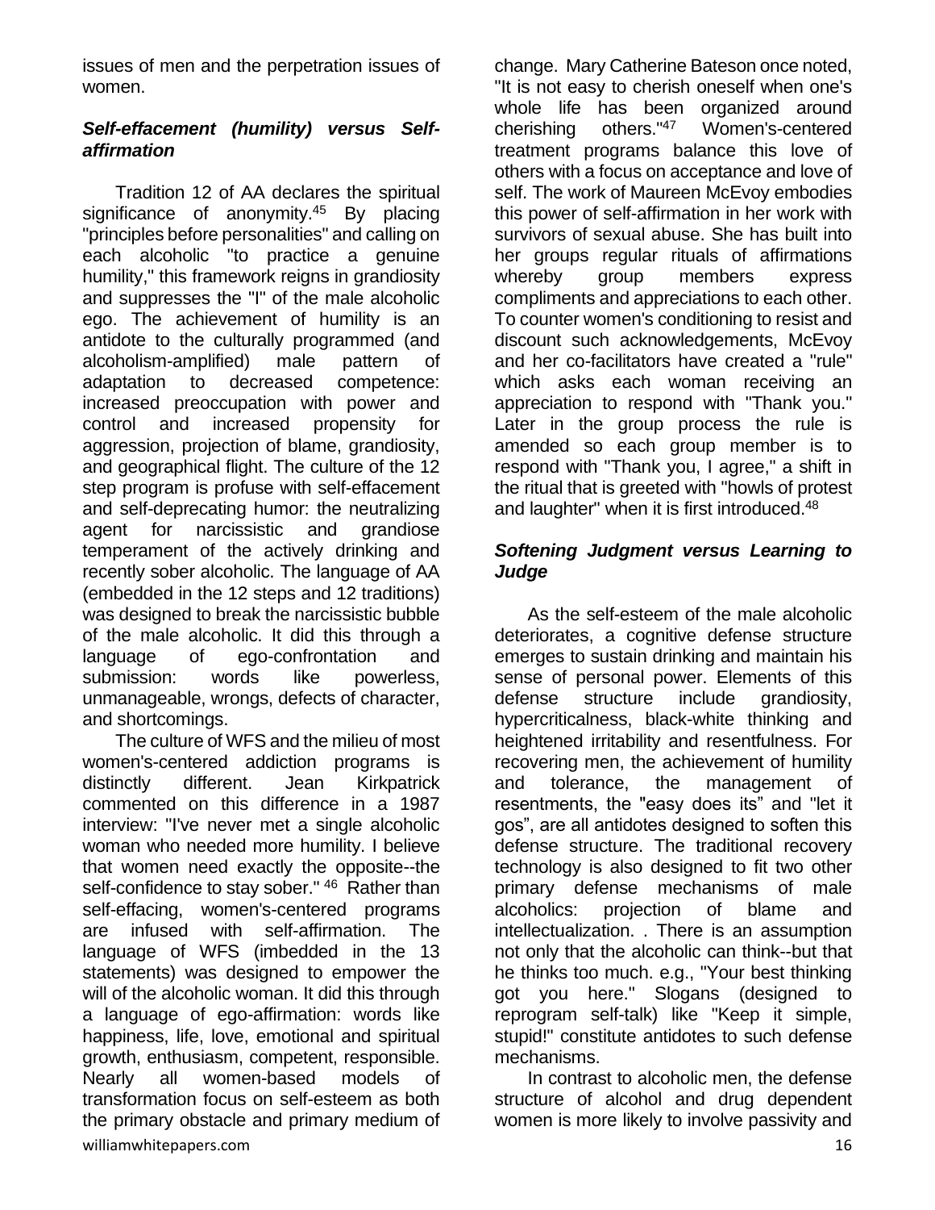issues of men and the perpetration issues of women.

### *Self-effacement (humility) versus Self-affirmation*

Tradition 12 of AA declares the spiritual significance of anonymity.[45] By placing "principles before personalities" and calling on each alcoholic "to practice a genuine humility," this framework reigns in grandiosity and suppresses the "I" of the male alcoholic ego. The achievement of humility is an antidote to the culturally programmed (and alcoholism-amplified) male pattern of adaptation to decreased competence: increased preoccupation with power and control and increased propensity for aggression, projection of blame, grandiosity, and geographical flight. The culture of the 12 step program is profuse with self-effacement and self-deprecating humor: the neutralizing agent for narcissistic and grandiose temperament of the actively drinking and recently sober alcoholic. The language of AA (embedded in the 12 steps and 12 traditions) was designed to break the narcissistic bubble of the male alcoholic. It did this through a language of ego-confrontation and submission: words like powerless, unmanageable, wrongs, defects of character, and shortcomings.

The culture of WFS and the milieu of most women's-centered addiction programs is distinctly different. Jean Kirkpatrick commented on this difference in a 1987 interview: "I've never met a single alcoholic woman who needed more humility. I believe that women need exactly the opposite--the self-confidence to stay sober." [46] Rather than self-effacing, women's-centered programs are infused with self-affirmation. The language of WFS (imbedded in the 13 statements) was designed to empower the will of the alcoholic woman. It did this through a language of ego-affirmation: words like happiness, life, love, emotional and spiritual growth, enthusiasm, competent, responsible. Nearly all women-based models of transformation focus on self-esteem as both the primary obstacle and primary medium of change. Mary Catherine Bateson once noted, "It is not easy to cherish oneself when one's whole life has been organized around cherishing others."[47] Women's-centered treatment programs balance this love of others with a focus on acceptance and love of self. The work of Maureen McEvoy embodies this power of self-affirmation in her work with survivors of sexual abuse. She has built into her groups regular rituals of affirmations whereby group members express compliments and appreciations to each other. To counter women's conditioning to resist and discount such acknowledgements, McEvoy and her co-facilitators have created a "rule" which asks each woman receiving an appreciation to respond with "Thank you." Later in the group process the rule is amended so each group member is to respond with "Thank you, I agree," a shift in the ritual that is greeted with "howls of protest and laughter" when it is first introduced.[48]

### *Softening Judgment versus Learning to Judge*

As the self-esteem of the male alcoholic deteriorates, a cognitive defense structure emerges to sustain drinking and maintain his sense of personal power. Elements of this defense structure include grandiosity, hypercriticalness, black-white thinking and heightened irritability and resentfulness. For recovering men, the achievement of humility and tolerance, the management of resentments, the "easy does its" and "let it gos", are all antidotes designed to soften this defense structure. The traditional recovery technology is also designed to fit two other primary defense mechanisms of male alcoholics: projection of blame and intellectualization. . There is an assumption not only that the alcoholic can think--but that he thinks too much. e.g., "Your best thinking got you here." Slogans (designed to reprogram self-talk) like "Keep it simple, stupid!" constitute antidotes to such defense mechanisms.

In contrast to alcoholic men, the defense structure of alcohol and drug dependent women is more likely to involve passivity and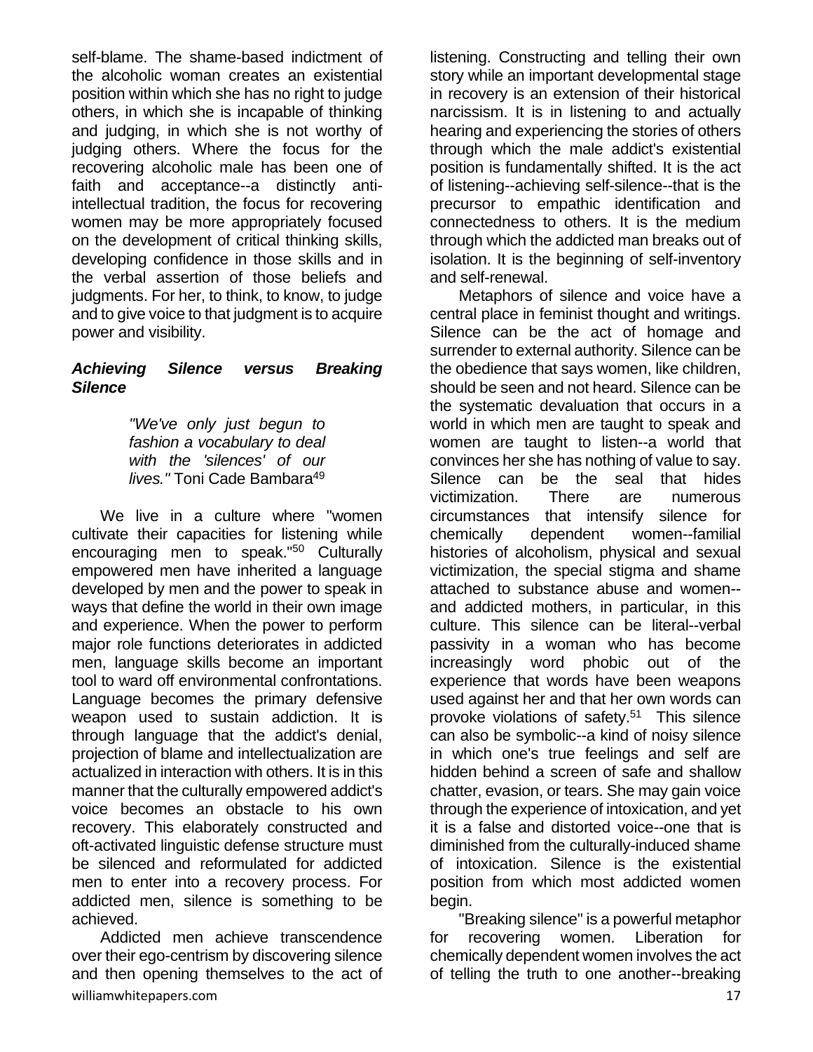self-blame. The shame-based indictment of the alcoholic woman creates an existential position within which she has no right to judge others, in which she is incapable of thinking and judging, in which she is not worthy of judging others. Where the focus for the recovering alcoholic male has been one of faith and acceptance--a distinctly anti-intellectual tradition, the focus for recovering women may be more appropriately focused on the development of critical thinking skills, developing confidence in those skills and in the verbal assertion of those beliefs and judgments. For her, to think, to know, to judge and to give voice to that judgment is to acquire power and visibility.

### *Achieving Silence versus Breaking Silence*

> *"We've only just begun to fashion a vocabulary to deal with the 'silences' of our lives."* Toni Cade Bambara[49]

We live in a culture where "women cultivate their capacities for listening while encouraging men to speak."[50] Culturally empowered men have inherited a language developed by men and the power to speak in ways that define the world in their own image and experience. When the power to perform major role functions deteriorates in addicted men, language skills become an important tool to ward off environmental confrontations. Language becomes the primary defensive weapon used to sustain addiction. It is through language that the addict's denial, projection of blame and intellectualization are actualized in interaction with others. It is in this manner that the culturally empowered addict's voice becomes an obstacle to his own recovery. This elaborately constructed and oft-activated linguistic defense structure must be silenced and reformulated for addicted men to enter into a recovery process. For addicted men, silence is something to be achieved.

Addicted men achieve transcendence over their ego-centrism by discovering silence and then opening themselves to the act of listening. Constructing and telling their own story while an important developmental stage in recovery is an extension of their historical narcissism. It is in listening to and actually hearing and experiencing the stories of others through which the male addict's existential position is fundamentally shifted. It is the act of listening--achieving self-silence--that is the precursor to empathic identification and connectedness to others. It is the medium through which the addicted man breaks out of isolation. It is the beginning of self-inventory and self-renewal.

Metaphors of silence and voice have a central place in feminist thought and writings. Silence can be the act of homage and surrender to external authority. Silence can be the obedience that says women, like children, should be seen and not heard. Silence can be the systematic devaluation that occurs in a world in which men are taught to speak and women are taught to listen--a world that convinces her she has nothing of value to say. Silence can be the seal that hides victimization. There are numerous circumstances that intensify silence for chemically dependent women--familial histories of alcoholism, physical and sexual victimization, the special stigma and shame attached to substance abuse and women--and addicted mothers, in particular, in this culture. This silence can be literal--verbal passivity in a woman who has become increasingly word phobic out of the experience that words have been weapons used against her and that her own words can provoke violations of safety.[51] This silence can also be symbolic--a kind of noisy silence in which one's true feelings and self are hidden behind a screen of safe and shallow chatter, evasion, or tears. She may gain voice through the experience of intoxication, and yet it is a false and distorted voice--one that is diminished from the culturally-induced shame of intoxication. Silence is the existential position from which most addicted women begin.

"Breaking silence" is a powerful metaphor for recovering women. Liberation for chemically dependent women involves the act of telling the truth to one another--breaking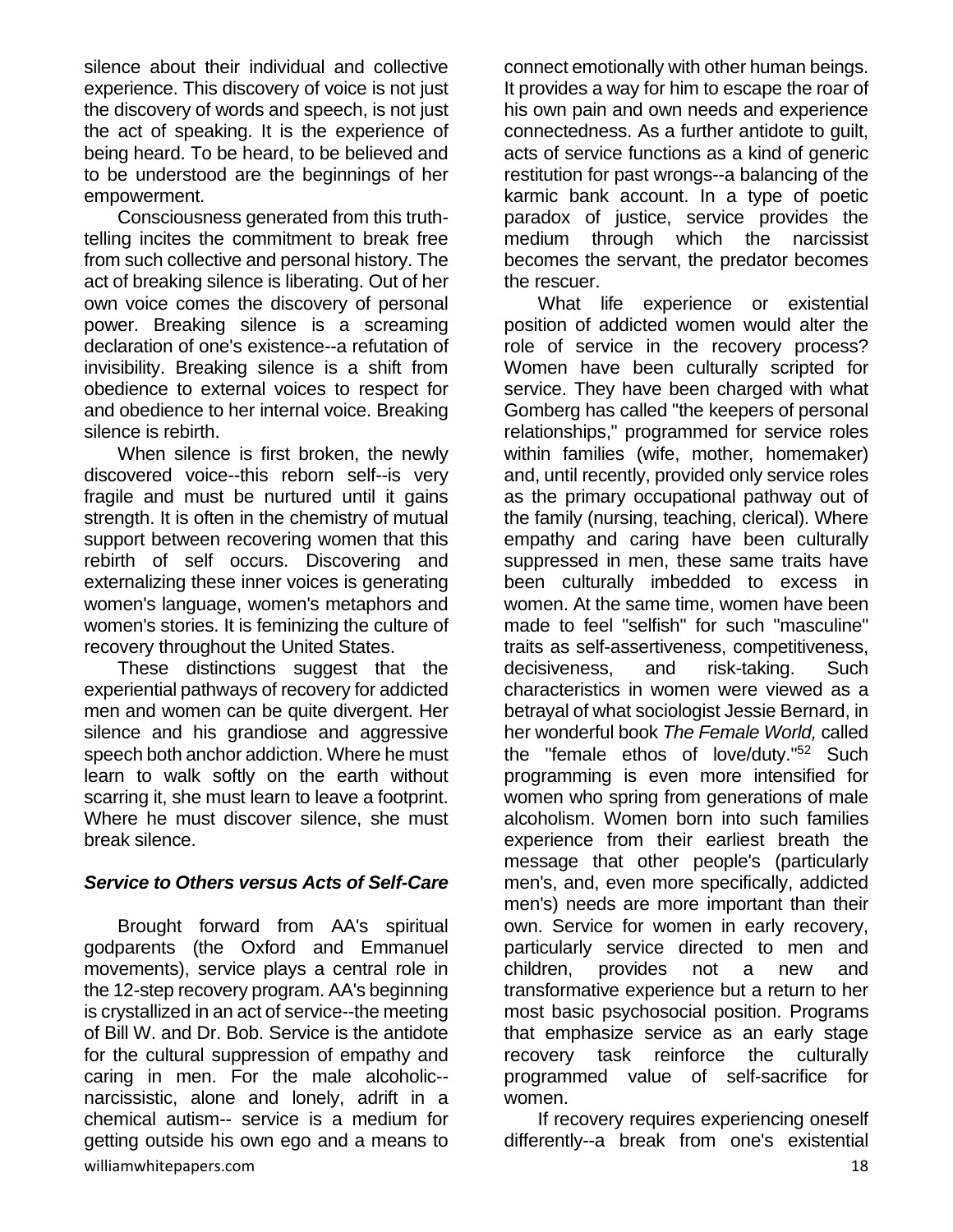silence about their individual and collective experience. This discovery of voice is not just the discovery of words and speech, is not just the act of speaking. It is the experience of being heard. To be heard, to be believed and to be understood are the beginnings of her empowerment.

Consciousness generated from this truth-telling incites the commitment to break free from such collective and personal history. The act of breaking silence is liberating. Out of her own voice comes the discovery of personal power. Breaking silence is a screaming declaration of one's existence--a refutation of invisibility. Breaking silence is a shift from obedience to external voices to respect for and obedience to her internal voice. Breaking silence is rebirth.

When silence is first broken, the newly discovered voice--this reborn self--is very fragile and must be nurtured until it gains strength. It is often in the chemistry of mutual support between recovering women that this rebirth of self occurs. Discovering and externalizing these inner voices is generating women's language, women's metaphors and women's stories. It is feminizing the culture of recovery throughout the United States.

These distinctions suggest that the experiential pathways of recovery for addicted men and women can be quite divergent. Her silence and his grandiose and aggressive speech both anchor addiction. Where he must learn to walk softly on the earth without scarring it, she must learn to leave a footprint. Where he must discover silence, she must break silence.

### *Service to Others versus Acts of Self-Care*

Brought forward from AA's spiritual godparents (the Oxford and Emmanuel movements), service plays a central role in the 12-step recovery program. AA's beginning is crystallized in an act of service--the meeting of Bill W. and Dr. Bob. Service is the antidote for the cultural suppression of empathy and caring in men. For the male alcoholic--narcissistic, alone and lonely, adrift in a chemical autism-- service is a medium for getting outside his own ego and a means to connect emotionally with other human beings. It provides a way for him to escape the roar of his own pain and own needs and experience connectedness. As a further antidote to guilt, acts of service functions as a kind of generic restitution for past wrongs--a balancing of the karmic bank account. In a type of poetic paradox of justice, service provides the medium through which the narcissist becomes the servant, the predator becomes the rescuer.

What life experience or existential position of addicted women would alter the role of service in the recovery process? Women have been culturally scripted for service. They have been charged with what Gomberg has called "the keepers of personal relationships," programmed for service roles within families (wife, mother, homemaker) and, until recently, provided only service roles as the primary occupational pathway out of the family (nursing, teaching, clerical). Where empathy and caring have been culturally suppressed in men, these same traits have been culturally imbedded to excess in women. At the same time, women have been made to feel "selfish" for such "masculine" traits as self-assertiveness, competitiveness, decisiveness, and risk-taking. Such characteristics in women were viewed as a betrayal of what sociologist Jessie Bernard, in her wonderful book *The Female World,* called the "female ethos of love/duty."[52] Such programming is even more intensified for women who spring from generations of male alcoholism. Women born into such families experience from their earliest breath the message that other people's (particularly men's, and, even more specifically, addicted men's) needs are more important than their own. Service for women in early recovery, particularly service directed to men and children, provides not a new and transformative experience but a return to her most basic psychosocial position. Programs that emphasize service as an early stage recovery task reinforce the culturally programmed value of self-sacrifice for women.

If recovery requires experiencing oneself differently--a break from one's existential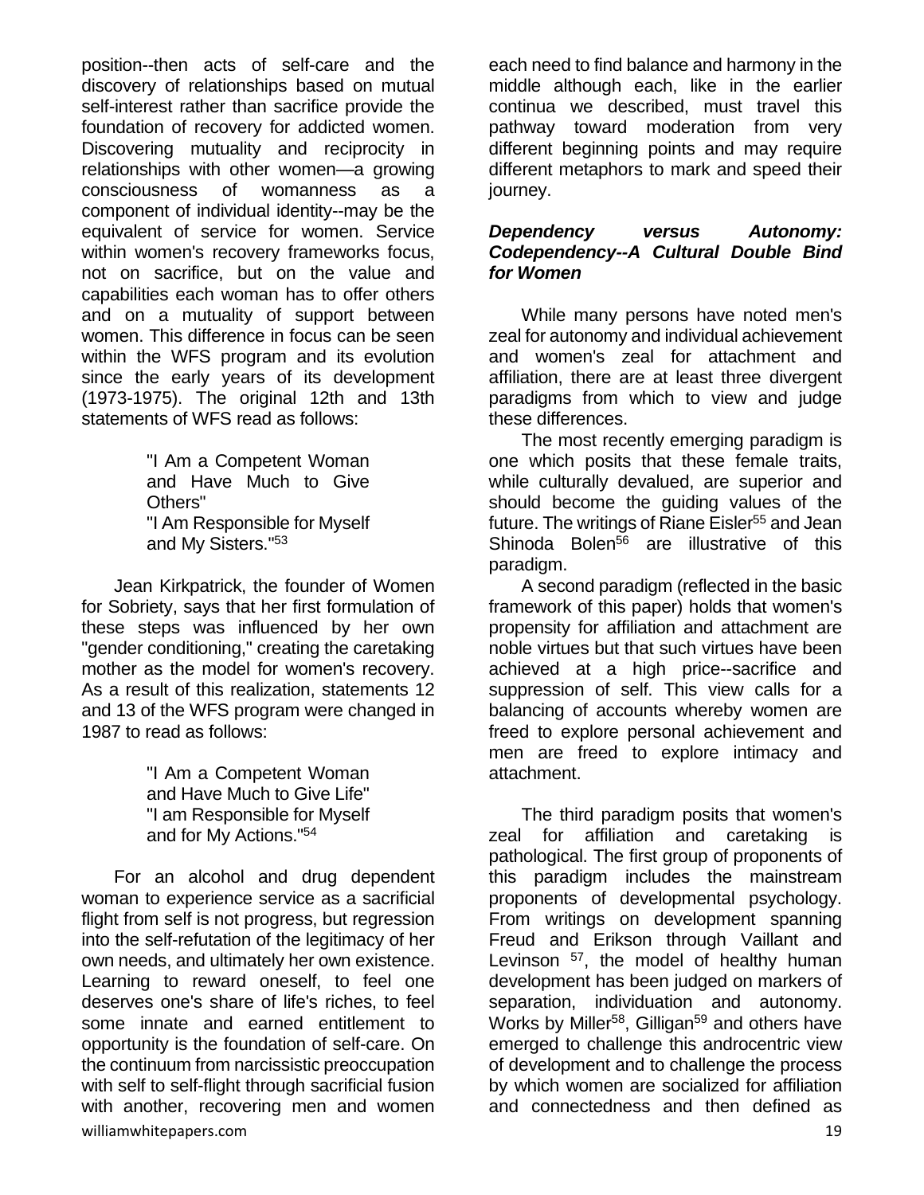position--then acts of self-care and the discovery of relationships based on mutual self-interest rather than sacrifice provide the foundation of recovery for addicted women. Discovering mutuality and reciprocity in relationships with other women—a growing consciousness of womanness as a component of individual identity--may be the equivalent of service for women. Service within women's recovery frameworks focus, not on sacrifice, but on the value and capabilities each woman has to offer others and on a mutuality of support between women. This difference in focus can be seen within the WFS program and its evolution since the early years of its development (1973-1975). The original 12th and 13th statements of WFS read as follows:

> "I Am a Competent Woman and Have Much to Give Others"
> "I Am Responsible for Myself and My Sisters."[53]

Jean Kirkpatrick, the founder of Women for Sobriety, says that her first formulation of these steps was influenced by her own "gender conditioning," creating the caretaking mother as the model for women's recovery. As a result of this realization, statements 12 and 13 of the WFS program were changed in 1987 to read as follows:

> "I Am a Competent Woman and Have Much to Give Life"
> "I am Responsible for Myself and for My Actions."[54]

For an alcohol and drug dependent woman to experience service as a sacrificial flight from self is not progress, but regression into the self-refutation of the legitimacy of her own needs, and ultimately her own existence. Learning to reward oneself, to feel one deserves one's share of life's riches, to feel some innate and earned entitlement to opportunity is the foundation of self-care. On the continuum from narcissistic preoccupation with self to self-flight through sacrificial fusion with another, recovering men and women each need to find balance and harmony in the middle although each, like in the earlier continua we described, must travel this pathway toward moderation from very different beginning points and may require different metaphors to mark and speed their journey.

### *Dependency versus Autonomy: Codependency--A Cultural Double Bind for Women*

While many persons have noted men's zeal for autonomy and individual achievement and women's zeal for attachment and affiliation, there are at least three divergent paradigms from which to view and judge these differences.

The most recently emerging paradigm is one which posits that these female traits, while culturally devalued, are superior and should become the guiding values of the future. The writings of Riane Eisler[55] and Jean Shinoda Bolen[56] are illustrative of this paradigm.

A second paradigm (reflected in the basic framework of this paper) holds that women's propensity for affiliation and attachment are noble virtues but that such virtues have been achieved at a high price--sacrifice and suppression of self. This view calls for a balancing of accounts whereby women are freed to explore personal achievement and men are freed to explore intimacy and attachment.

The third paradigm posits that women's zeal for affiliation and caretaking is pathological. The first group of proponents of this paradigm includes the mainstream proponents of developmental psychology. From writings on development spanning Freud and Erikson through Vaillant and Levinson [57], the model of healthy human development has been judged on markers of separation, individuation and autonomy. Works by Miller[58], Gilligan[59] and others have emerged to challenge this androcentric view of development and to challenge the process by which women are socialized for affiliation and connectedness and then defined as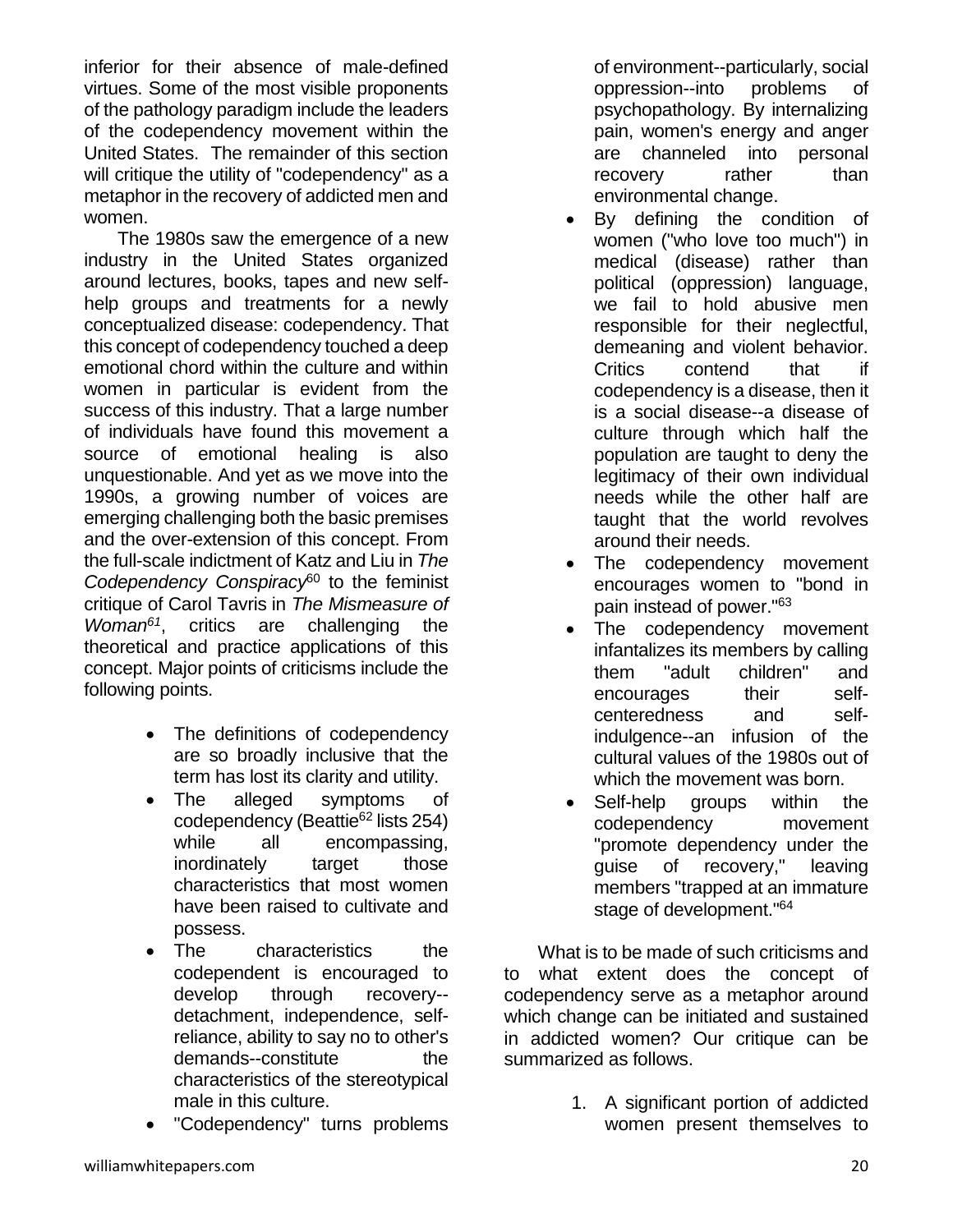inferior for their absence of male-defined virtues. Some of the most visible proponents of the pathology paradigm include the leaders of the codependency movement within the United States. The remainder of this section will critique the utility of "codependency" as a metaphor in the recovery of addicted men and women.

The 1980s saw the emergence of a new industry in the United States organized around lectures, books, tapes and new self-help groups and treatments for a newly conceptualized disease: codependency. That this concept of codependency touched a deep emotional chord within the culture and within women in particular is evident from the success of this industry. That a large number of individuals have found this movement a source of emotional healing is also unquestionable. And yet as we move into the 1990s, a growing number of voices are emerging challenging both the basic premises and the over-extension of this concept. From the full-scale indictment of Katz and Liu in *The Codependency Conspiracy*[60] to the feminist critique of Carol Tavris in *The Mismeasure of Woman*[61], critics are challenging the theoretical and practice applications of this concept. Major points of criticisms include the following points.

- The definitions of codependency are so broadly inclusive that the term has lost its clarity and utility.
- The alleged symptoms of codependency (Beattie[62] lists 254) while all encompassing, inordinately target those characteristics that most women have been raised to cultivate and possess.
- The characteristics the codependent is encouraged to develop through recovery--detachment, independence, self-reliance, ability to say no to other's demands--constitute the characteristics of the stereotypical male in this culture.
- "Codependency" turns problems of environment--particularly, social oppression--into problems of psychopathology. By internalizing pain, women's energy and anger are channeled into personal recovery rather than environmental change.
- By defining the condition of women ("who love too much") in medical (disease) rather than political (oppression) language, we fail to hold abusive men responsible for their neglectful, demeaning and violent behavior. Critics contend that if codependency is a disease, then it is a social disease--a disease of culture through which half the population are taught to deny the legitimacy of their own individual needs while the other half are taught that the world revolves around their needs.
- The codependency movement encourages women to "bond in pain instead of power."[63]
- The codependency movement infantalizes its members by calling them "adult children" and encourages their self-centeredness and self-indulgence--an infusion of the cultural values of the 1980s out of which the movement was born.
- Self-help groups within the codependency movement "promote dependency under the guise of recovery," leaving members "trapped at an immature stage of development."[64]

What is to be made of such criticisms and to what extent does the concept of codependency serve as a metaphor around which change can be initiated and sustained in addicted women? Our critique can be summarized as follows.

1. A significant portion of addicted women present themselves to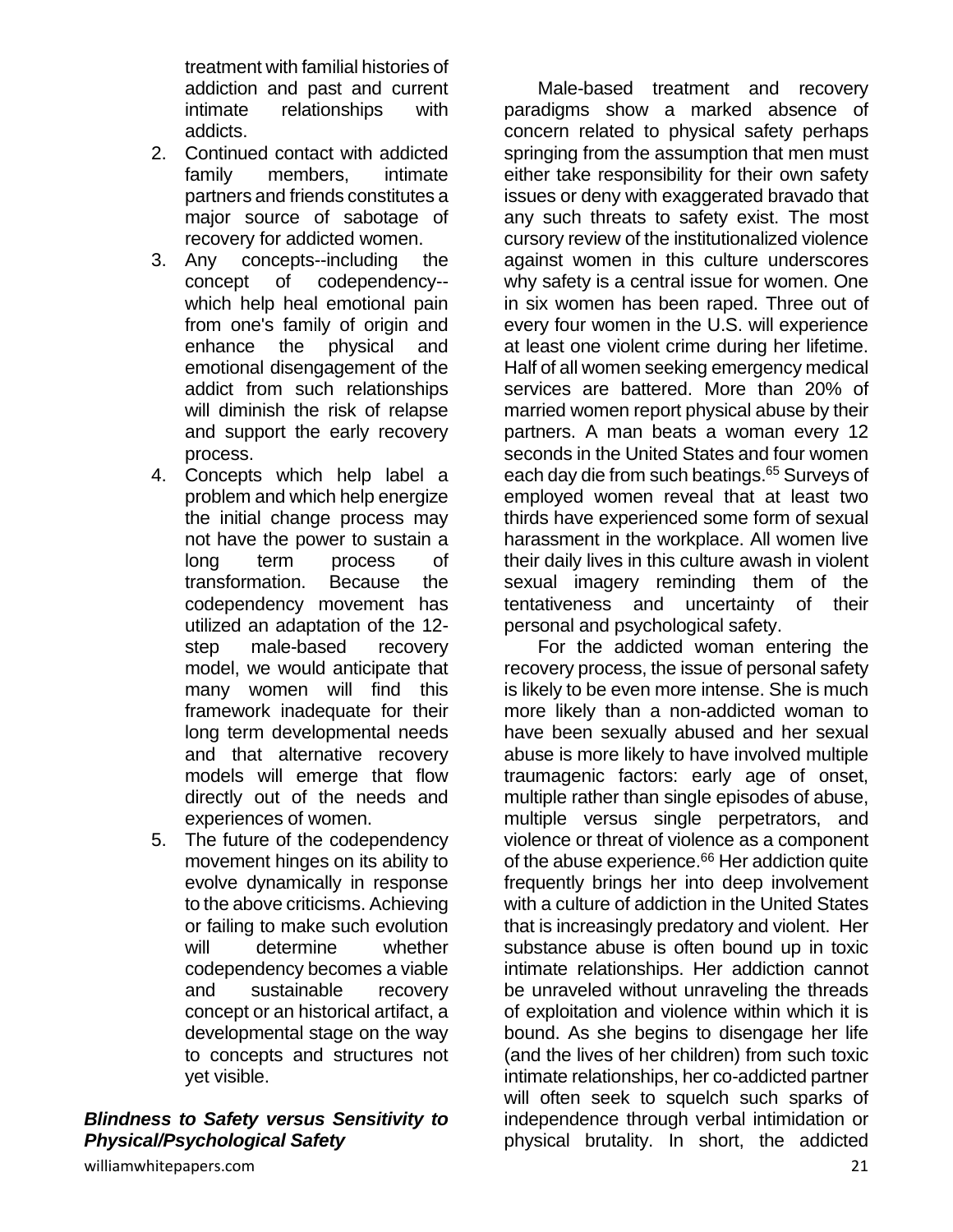treatment with familial histories of addiction and past and current intimate relationships with addicts.

2. Continued contact with addicted family members, intimate partners and friends constitutes a major source of sabotage of recovery for addicted women.
3. Any concepts--including the concept of codependency--which help heal emotional pain from one's family of origin and enhance the physical and emotional disengagement of the addict from such relationships will diminish the risk of relapse and support the early recovery process.
4. Concepts which help label a problem and which help energize the initial change process may not have the power to sustain a long term process of transformation. Because the codependency movement has utilized an adaptation of the 12-step male-based recovery model, we would anticipate that many women will find this framework inadequate for their long term developmental needs and that alternative recovery models will emerge that flow directly out of the needs and experiences of women.
5. The future of the codependency movement hinges on its ability to evolve dynamically in response to the above criticisms. Achieving or failing to make such evolution will determine whether codependency becomes a viable and sustainable recovery concept or an historical artifact, a developmental stage on the way to concepts and structures not yet visible.

### *Blindness to Safety versus Sensitivity to Physical/Psychological Safety*

Male-based treatment and recovery paradigms show a marked absence of concern related to physical safety perhaps springing from the assumption that men must either take responsibility for their own safety issues or deny with exaggerated bravado that any such threats to safety exist. The most cursory review of the institutionalized violence against women in this culture underscores why safety is a central issue for women. One in six women has been raped. Three out of every four women in the U.S. will experience at least one violent crime during her lifetime. Half of all women seeking emergency medical services are battered. More than 20% of married women report physical abuse by their partners. A man beats a woman every 12 seconds in the United States and four women each day die from such beatings.[65] Surveys of employed women reveal that at least two thirds have experienced some form of sexual harassment in the workplace. All women live their daily lives in this culture awash in violent sexual imagery reminding them of the tentativeness and uncertainty of their personal and psychological safety.

For the addicted woman entering the recovery process, the issue of personal safety is likely to be even more intense. She is much more likely than a non-addicted woman to have been sexually abused and her sexual abuse is more likely to have involved multiple traumagenic factors: early age of onset, multiple rather than single episodes of abuse, multiple versus single perpetrators, and violence or threat of violence as a component of the abuse experience.[66] Her addiction quite frequently brings her into deep involvement with a culture of addiction in the United States that is increasingly predatory and violent. Her substance abuse is often bound up in toxic intimate relationships. Her addiction cannot be unraveled without unraveling the threads of exploitation and violence within which it is bound. As she begins to disengage her life (and the lives of her children) from such toxic intimate relationships, her co-addicted partner will often seek to squelch such sparks of independence through verbal intimidation or physical brutality. In short, the addicted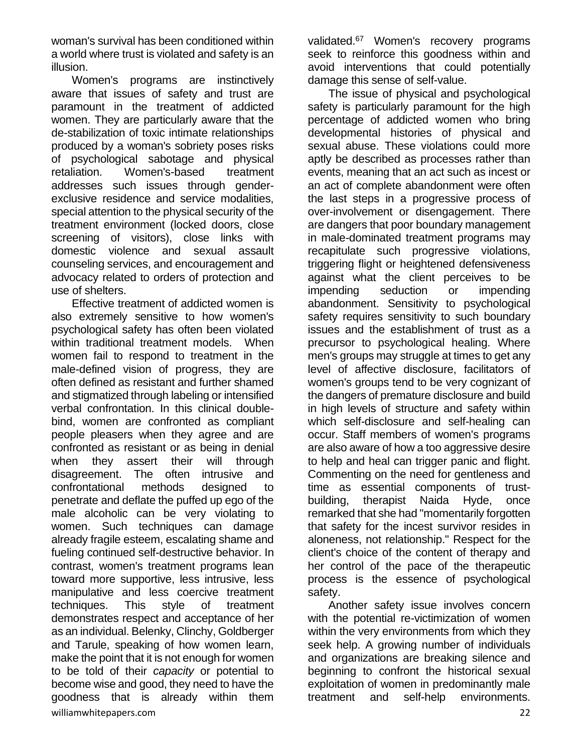woman's survival has been conditioned within a world where trust is violated and safety is an illusion.

Women's programs are instinctively aware that issues of safety and trust are paramount in the treatment of addicted women. They are particularly aware that the de-stabilization of toxic intimate relationships produced by a woman's sobriety poses risks of psychological sabotage and physical retaliation. Women's-based treatment addresses such issues through gender-exclusive residence and service modalities, special attention to the physical security of the treatment environment (locked doors, close screening of visitors), close links with domestic violence and sexual assault counseling services, and encouragement and advocacy related to orders of protection and use of shelters.

Effective treatment of addicted women is also extremely sensitive to how women's psychological safety has often been violated within traditional treatment models. When women fail to respond to treatment in the male-defined vision of progress, they are often defined as resistant and further shamed and stigmatized through labeling or intensified verbal confrontation. In this clinical double-bind, women are confronted as compliant people pleasers when they agree and are confronted as resistant or as being in denial when they assert their will through disagreement. The often intrusive and confrontational methods designed to penetrate and deflate the puffed up ego of the male alcoholic can be very violating to women. Such techniques can damage already fragile esteem, escalating shame and fueling continued self-destructive behavior. In contrast, women's treatment programs lean toward more supportive, less intrusive, less manipulative and less coercive treatment techniques. This style of treatment demonstrates respect and acceptance of her as an individual. Belenky, Clinchy, Goldberger and Tarule, speaking of how women learn, make the point that it is not enough for women to be told of their *capacity* or potential to become wise and good, they need to have the goodness that is already within them validated.[67] Women's recovery programs seek to reinforce this goodness within and avoid interventions that could potentially damage this sense of self-value.

The issue of physical and psychological safety is particularly paramount for the high percentage of addicted women who bring developmental histories of physical and sexual abuse. These violations could more aptly be described as processes rather than events, meaning that an act such as incest or an act of complete abandonment were often the last steps in a progressive process of over-involvement or disengagement. There are dangers that poor boundary management in male-dominated treatment programs may recapitulate such progressive violations, triggering flight or heightened defensiveness against what the client perceives to be impending seduction or impending abandonment. Sensitivity to psychological safety requires sensitivity to such boundary issues and the establishment of trust as a precursor to psychological healing. Where men's groups may struggle at times to get any level of affective disclosure, facilitators of women's groups tend to be very cognizant of the dangers of premature disclosure and build in high levels of structure and safety within which self-disclosure and self-healing can occur. Staff members of women's programs are also aware of how a too aggressive desire to help and heal can trigger panic and flight. Commenting on the need for gentleness and time as essential components of trust-building, therapist Naida Hyde, once remarked that she had "momentarily forgotten that safety for the incest survivor resides in aloneness, not relationship." Respect for the client's choice of the content of therapy and her control of the pace of the therapeutic process is the essence of psychological safety.

Another safety issue involves concern with the potential re-victimization of women within the very environments from which they seek help. A growing number of individuals and organizations are breaking silence and beginning to confront the historical sexual exploitation of women in predominantly male treatment and self-help environments.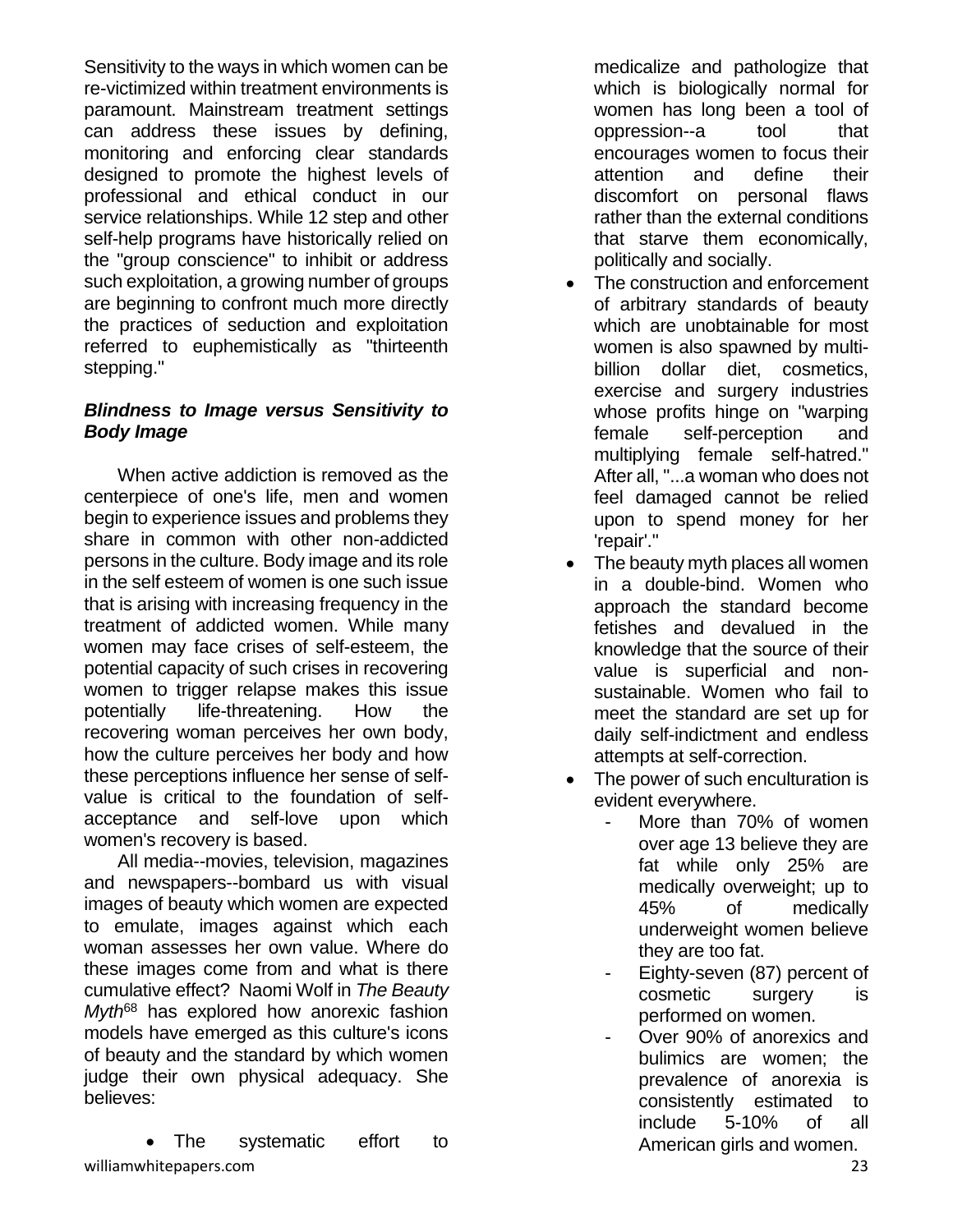Sensitivity to the ways in which women can be re-victimized within treatment environments is paramount. Mainstream treatment settings can address these issues by defining, monitoring and enforcing clear standards designed to promote the highest levels of professional and ethical conduct in our service relationships. While 12 step and other self-help programs have historically relied on the "group conscience" to inhibit or address such exploitation, a growing number of groups are beginning to confront much more directly the practices of seduction and exploitation referred to euphemistically as "thirteenth stepping."

***Blindness to Image versus Sensitivity to Body Image***

When active addiction is removed as the centerpiece of one's life, men and women begin to experience issues and problems they share in common with other non-addicted persons in the culture. Body image and its role in the self esteem of women is one such issue that is arising with increasing frequency in the treatment of addicted women. While many women may face crises of self-esteem, the potential capacity of such crises in recovering women to trigger relapse makes this issue potentially life-threatening. How the recovering woman perceives her own body, how the culture perceives her body and how these perceptions influence her sense of self-value is critical to the foundation of self-acceptance and self-love upon which women's recovery is based.

All media--movies, television, magazines and newspapers--bombard us with visual images of beauty which women are expected to emulate, images against which each woman assesses her own value. Where do these images come from and what is there cumulative effect? Naomi Wolf in *The Beauty Myth*[68] has explored how anorexic fashion models have emerged as this culture's icons of beauty and the standard by which women judge their own physical adequacy. She believes:

- The systematic effort to medicalize and pathologize that which is biologically normal for women has long been a tool of oppression--a tool that encourages women to focus their attention and define their discomfort on personal flaws rather than the external conditions that starve them economically, politically and socially.
- The construction and enforcement of arbitrary standards of beauty which are unobtainable for most women is also spawned by multi-billion dollar diet, cosmetics, exercise and surgery industries whose profits hinge on "warping female self-perception and multiplying female self-hatred." After all, "...a woman who does not feel damaged cannot be relied upon to spend money for her 'repair'."
- The beauty myth places all women in a double-bind. Women who approach the standard become fetishes and devalued in the knowledge that the source of their value is superficial and non-sustainable. Women who fail to meet the standard are set up for daily self-indictment and endless attempts at self-correction.
- The power of such enculturation is evident everywhere.
  - More than 70% of women over age 13 believe they are fat while only 25% are medically overweight; up to 45% of medically underweight women believe they are too fat.
  - Eighty-seven (87) percent of cosmetic surgery is performed on women.
  - Over 90% of anorexics and bulimics are women; the prevalence of anorexia is consistently estimated to include 5-10% of all American girls and women.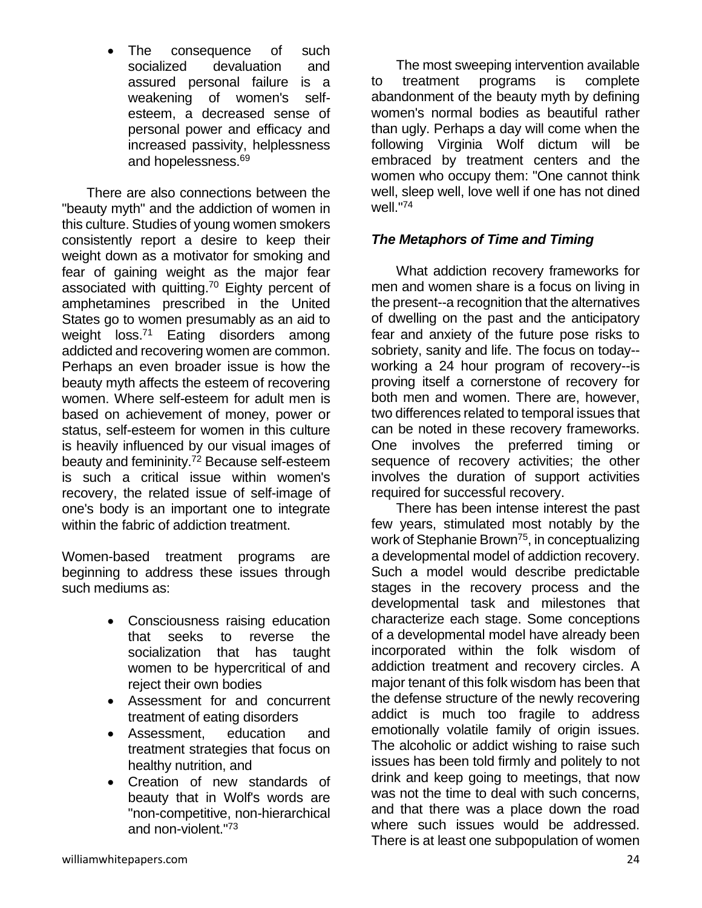- The consequence of such socialized devaluation and assured personal failure is a weakening of women's self-esteem, a decreased sense of personal power and efficacy and increased passivity, helplessness and hopelessness.[69]

There are also connections between the "beauty myth" and the addiction of women in this culture. Studies of young women smokers consistently report a desire to keep their weight down as a motivator for smoking and fear of gaining weight as the major fear associated with quitting.[70] Eighty percent of amphetamines prescribed in the United States go to women presumably as an aid to weight loss.[71] Eating disorders among addicted and recovering women are common. Perhaps an even broader issue is how the beauty myth affects the esteem of recovering women. Where self-esteem for adult men is based on achievement of money, power or status, self-esteem for women in this culture is heavily influenced by our visual images of beauty and femininity.[72] Because self-esteem is such a critical issue within women's recovery, the related issue of self-image of one's body is an important one to integrate within the fabric of addiction treatment.

Women-based treatment programs are beginning to address these issues through such mediums as:

- Consciousness raising education that seeks to reverse the socialization that has taught women to be hypercritical of and reject their own bodies
- Assessment for and concurrent treatment of eating disorders
- Assessment, education and treatment strategies that focus on healthy nutrition, and
- Creation of new standards of beauty that in Wolf's words are "non-competitive, non-hierarchical and non-violent."[73]

The most sweeping intervention available to treatment programs is complete abandonment of the beauty myth by defining women's normal bodies as beautiful rather than ugly. Perhaps a day will come when the following Virginia Wolf dictum will be embraced by treatment centers and the women who occupy them: "One cannot think well, sleep well, love well if one has not dined well."[74]

### *The Metaphors of Time and Timing*

What addiction recovery frameworks for men and women share is a focus on living in the present--a recognition that the alternatives of dwelling on the past and the anticipatory fear and anxiety of the future pose risks to sobriety, sanity and life. The focus on today--working a 24 hour program of recovery--is proving itself a cornerstone of recovery for both men and women. There are, however, two differences related to temporal issues that can be noted in these recovery frameworks. One involves the preferred timing or sequence of recovery activities; the other involves the duration of support activities required for successful recovery.

There has been intense interest the past few years, stimulated most notably by the work of Stephanie Brown[75], in conceptualizing a developmental model of addiction recovery. Such a model would describe predictable stages in the recovery process and the developmental task and milestones that characterize each stage. Some conceptions of a developmental model have already been incorporated within the folk wisdom of addiction treatment and recovery circles. A major tenant of this folk wisdom has been that the defense structure of the newly recovering addict is much too fragile to address emotionally volatile family of origin issues. The alcoholic or addict wishing to raise such issues has been told firmly and politely to not drink and keep going to meetings, that now was not the time to deal with such concerns, and that there was a place down the road where such issues would be addressed. There is at least one subpopulation of women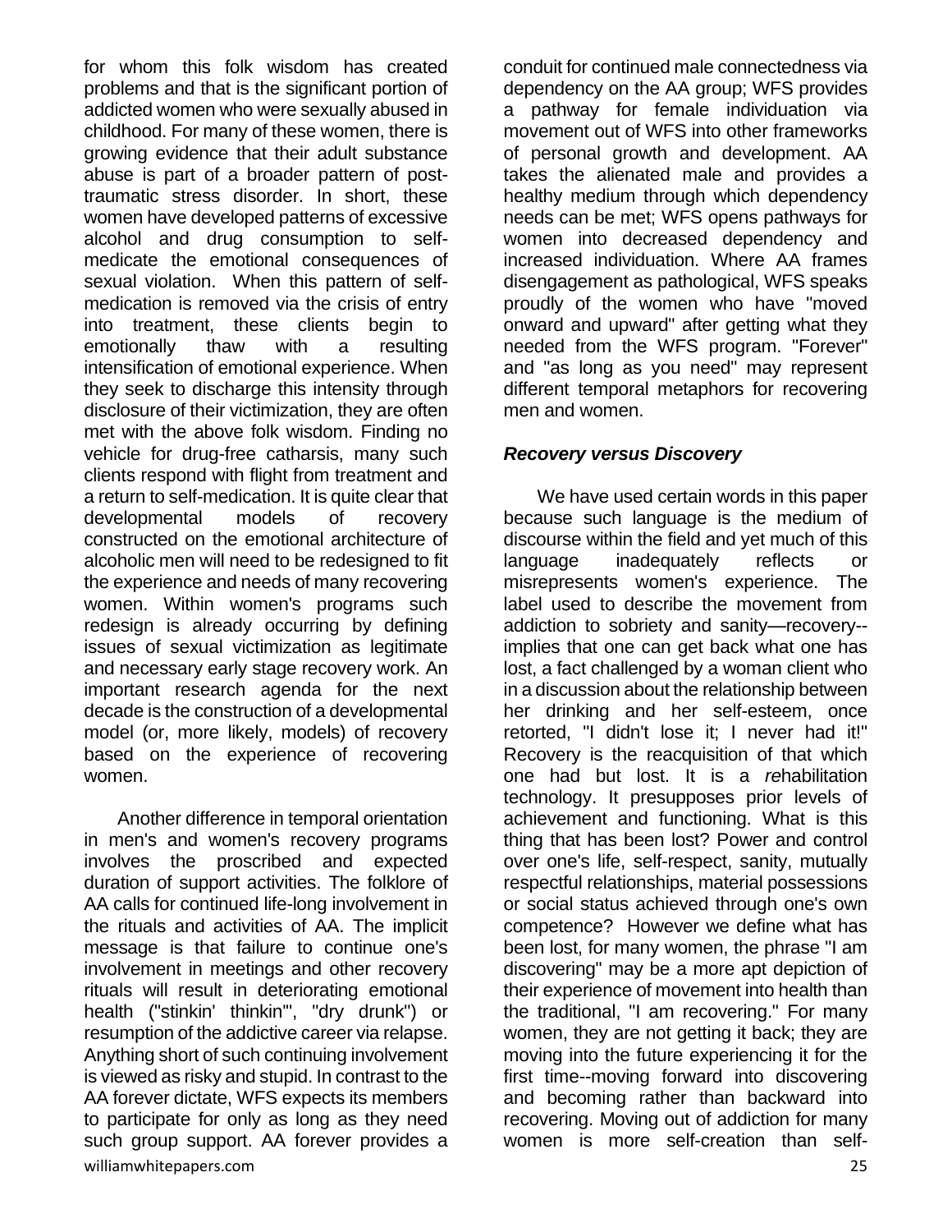for whom this folk wisdom has created problems and that is the significant portion of addicted women who were sexually abused in childhood. For many of these women, there is growing evidence that their adult substance abuse is part of a broader pattern of post-traumatic stress disorder. In short, these women have developed patterns of excessive alcohol and drug consumption to self-medicate the emotional consequences of sexual violation. When this pattern of self-medication is removed via the crisis of entry into treatment, these clients begin to emotionally thaw with a resulting intensification of emotional experience. When they seek to discharge this intensity through disclosure of their victimization, they are often met with the above folk wisdom. Finding no vehicle for drug-free catharsis, many such clients respond with flight from treatment and a return to self-medication. It is quite clear that developmental models of recovery constructed on the emotional architecture of alcoholic men will need to be redesigned to fit the experience and needs of many recovering women. Within women's programs such redesign is already occurring by defining issues of sexual victimization as legitimate and necessary early stage recovery work. An important research agenda for the next decade is the construction of a developmental model (or, more likely, models) of recovery based on the experience of recovering women.

Another difference in temporal orientation in men's and women's recovery programs involves the proscribed and expected duration of support activities. The folklore of AA calls for continued life-long involvement in the rituals and activities of AA. The implicit message is that failure to continue one's involvement in meetings and other recovery rituals will result in deteriorating emotional health ("stinkin' thinkin'", "dry drunk") or resumption of the addictive career via relapse. Anything short of such continuing involvement is viewed as risky and stupid. In contrast to the AA forever dictate, WFS expects its members to participate for only as long as they need such group support. AA forever provides a conduit for continued male connectedness via dependency on the AA group; WFS provides a pathway for female individuation via movement out of WFS into other frameworks of personal growth and development. AA takes the alienated male and provides a healthy medium through which dependency needs can be met; WFS opens pathways for women into decreased dependency and increased individuation. Where AA frames disengagement as pathological, WFS speaks proudly of the women who have "moved onward and upward" after getting what they needed from the WFS program. "Forever" and "as long as you need" may represent different temporal metaphors for recovering men and women.

### *Recovery versus Discovery*

We have used certain words in this paper because such language is the medium of discourse within the field and yet much of this language inadequately reflects or misrepresents women's experience. The label used to describe the movement from addiction to sobriety and sanity—recovery--implies that one can get back what one has lost, a fact challenged by a woman client who in a discussion about the relationship between her drinking and her self-esteem, once retorted, "I didn't lose it; I never had it!" Recovery is the reacquisition of that which one had but lost. It is a *re*habilitation technology. It presupposes prior levels of achievement and functioning. What is this thing that has been lost? Power and control over one's life, self-respect, sanity, mutually respectful relationships, material possessions or social status achieved through one's own competence? However we define what has been lost, for many women, the phrase "I am discovering" may be a more apt depiction of their experience of movement into health than the traditional, "I am recovering." For many women, they are not getting it back; they are moving into the future experiencing it for the first time--moving forward into discovering and becoming rather than backward into recovering. Moving out of addiction for many women is more self-creation than self-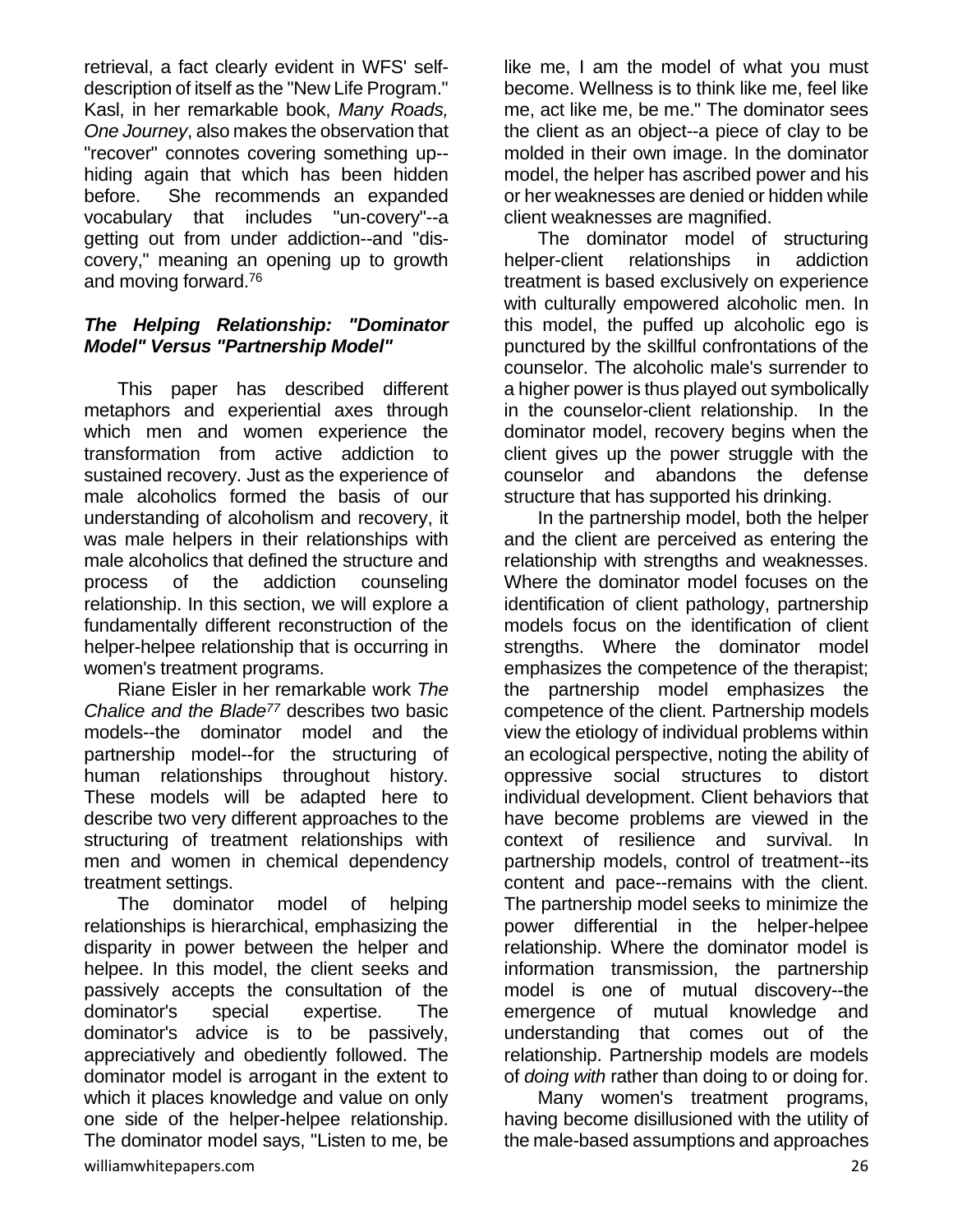retrieval, a fact clearly evident in WFS' self-description of itself as the "New Life Program." Kasl, in her remarkable book, *Many Roads, One Journey*, also makes the observation that "recover" connotes covering something up--hiding again that which has been hidden before. She recommends an expanded vocabulary that includes "un-covery"--a getting out from under addiction--and "dis-covery," meaning an opening up to growth and moving forward.[76]

### *The Helping Relationship: "Dominator Model" Versus "Partnership Model"*

This paper has described different metaphors and experiential axes through which men and women experience the transformation from active addiction to sustained recovery. Just as the experience of male alcoholics formed the basis of our understanding of alcoholism and recovery, it was male helpers in their relationships with male alcoholics that defined the structure and process of the addiction counseling relationship. In this section, we will explore a fundamentally different reconstruction of the helper-helpee relationship that is occurring in women's treatment programs.

Riane Eisler in her remarkable work *The Chalice and the Blade*[77] describes two basic models--the dominator model and the partnership model--for the structuring of human relationships throughout history. These models will be adapted here to describe two very different approaches to the structuring of treatment relationships with men and women in chemical dependency treatment settings.

The dominator model of helping relationships is hierarchical, emphasizing the disparity in power between the helper and helpee. In this model, the client seeks and passively accepts the consultation of the dominator's special expertise. The dominator's advice is to be passively, appreciatively and obediently followed. The dominator model is arrogant in the extent to which it places knowledge and value on only one side of the helper-helpee relationship. The dominator model says, "Listen to me, be like me, I am the model of what you must become. Wellness is to think like me, feel like me, act like me, be me." The dominator sees the client as an object--a piece of clay to be molded in their own image. In the dominator model, the helper has ascribed power and his or her weaknesses are denied or hidden while client weaknesses are magnified.

The dominator model of structuring helper-client relationships in addiction treatment is based exclusively on experience with culturally empowered alcoholic men. In this model, the puffed up alcoholic ego is punctured by the skillful confrontations of the counselor. The alcoholic male's surrender to a higher power is thus played out symbolically in the counselor-client relationship. In the dominator model, recovery begins when the client gives up the power struggle with the counselor and abandons the defense structure that has supported his drinking.

In the partnership model, both the helper and the client are perceived as entering the relationship with strengths and weaknesses. Where the dominator model focuses on the identification of client pathology, partnership models focus on the identification of client strengths. Where the dominator model emphasizes the competence of the therapist; the partnership model emphasizes the competence of the client. Partnership models view the etiology of individual problems within an ecological perspective, noting the ability of oppressive social structures to distort individual development. Client behaviors that have become problems are viewed in the context of resilience and survival. In partnership models, control of treatment--its content and pace--remains with the client. The partnership model seeks to minimize the power differential in the helper-helpee relationship. Where the dominator model is information transmission, the partnership model is one of mutual discovery--the emergence of mutual knowledge and understanding that comes out of the relationship. Partnership models are models of *doing with* rather than doing to or doing for.

Many women's treatment programs, having become disillusioned with the utility of the male-based assumptions and approaches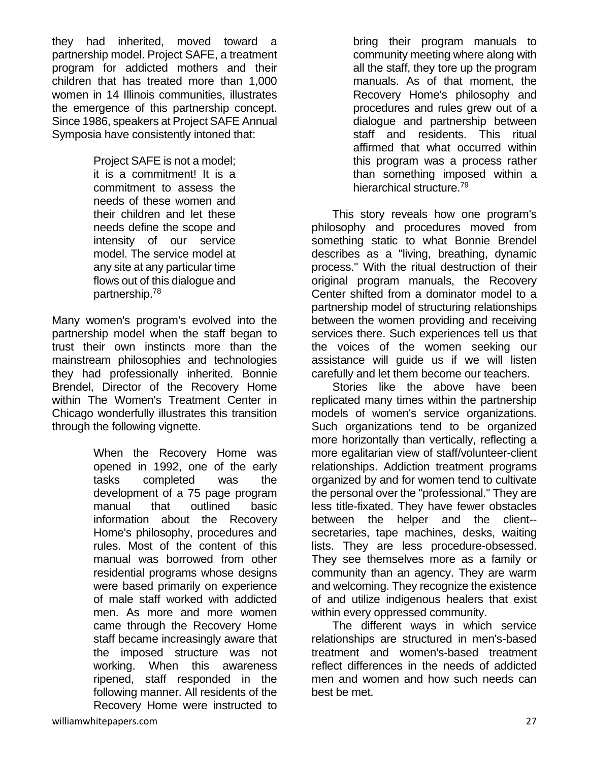they had inherited, moved toward a partnership model. Project SAFE, a treatment program for addicted mothers and their children that has treated more than 1,000 women in 14 Illinois communities, illustrates the emergence of this partnership concept. Since 1986, speakers at Project SAFE Annual Symposia have consistently intoned that:

> Project SAFE is not a model; it is a commitment! It is a commitment to assess the needs of these women and their children and let these needs define the scope and intensity of our service model. The service model at any site at any particular time flows out of this dialogue and partnership.[78]

Many women's program's evolved into the partnership model when the staff began to trust their own instincts more than the mainstream philosophies and technologies they had professionally inherited. Bonnie Brendel, Director of the Recovery Home within The Women's Treatment Center in Chicago wonderfully illustrates this transition through the following vignette.

> When the Recovery Home was opened in 1992, one of the early tasks completed was the development of a 75 page program manual that outlined basic information about the Recovery Home's philosophy, procedures and rules. Most of the content of this manual was borrowed from other residential programs whose designs were based primarily on experience of male staff worked with addicted men. As more and more women came through the Recovery Home staff became increasingly aware that the imposed structure was not working. When this awareness ripened, staff responded in the following manner. All residents of the Recovery Home were instructed to bring their program manuals to community meeting where along with all the staff, they tore up the program manuals. As of that moment, the Recovery Home's philosophy and procedures and rules grew out of a dialogue and partnership between staff and residents. This ritual affirmed that what occurred within this program was a process rather than something imposed within a hierarchical structure.[79]

This story reveals how one program's philosophy and procedures moved from something static to what Bonnie Brendel describes as a "living, breathing, dynamic process." With the ritual destruction of their original program manuals, the Recovery Center shifted from a dominator model to a partnership model of structuring relationships between the women providing and receiving services there. Such experiences tell us that the voices of the women seeking our assistance will guide us if we will listen carefully and let them become our teachers.

Stories like the above have been replicated many times within the partnership models of women's service organizations. Such organizations tend to be organized more horizontally than vertically, reflecting a more egalitarian view of staff/volunteer-client relationships. Addiction treatment programs organized by and for women tend to cultivate the personal over the "professional." They are less title-fixated. They have fewer obstacles between the helper and the client--secretaries, tape machines, desks, waiting lists. They are less procedure-obsessed. They see themselves more as a family or community than an agency. They are warm and welcoming. They recognize the existence of and utilize indigenous healers that exist within every oppressed community.

The different ways in which service relationships are structured in men's-based treatment and women's-based treatment reflect differences in the needs of addicted men and women and how such needs can best be met.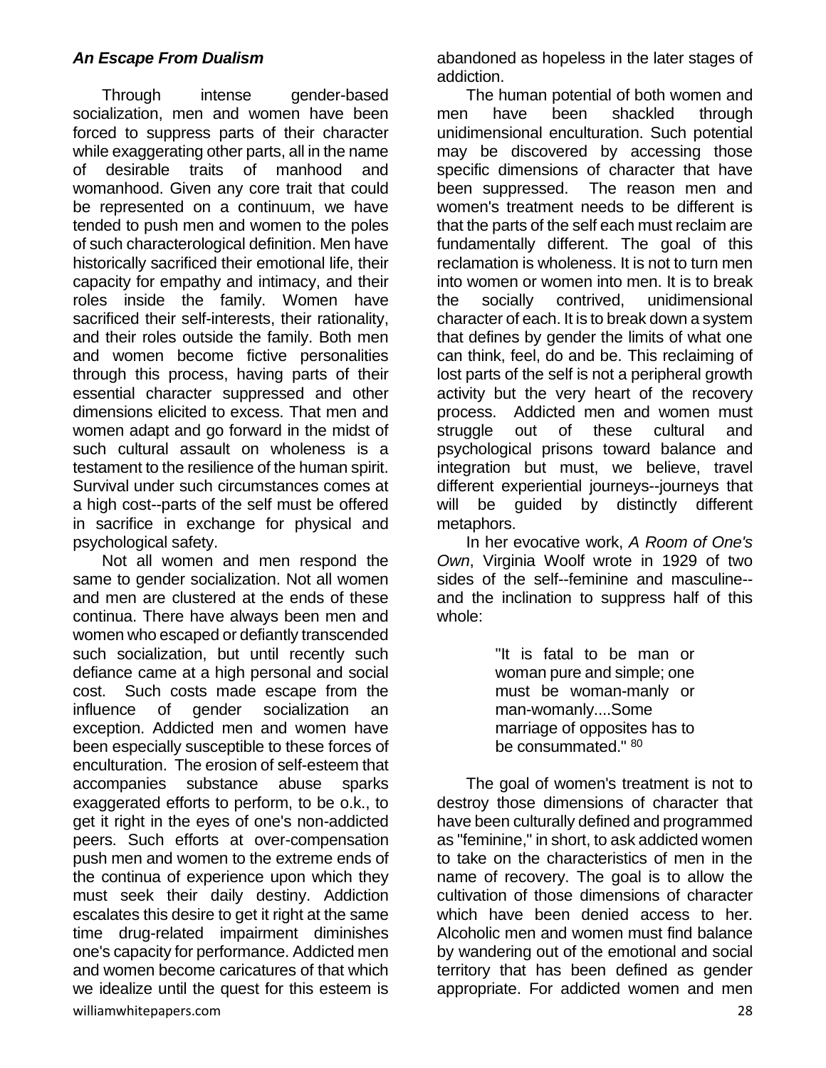### *An Escape From Dualism*

Through intense gender-based socialization, men and women have been forced to suppress parts of their character while exaggerating other parts, all in the name of desirable traits of manhood and womanhood. Given any core trait that could be represented on a continuum, we have tended to push men and women to the poles of such characterological definition. Men have historically sacrificed their emotional life, their capacity for empathy and intimacy, and their roles inside the family. Women have sacrificed their self-interests, their rationality, and their roles outside the family. Both men and women become fictive personalities through this process, having parts of their essential character suppressed and other dimensions elicited to excess. That men and women adapt and go forward in the midst of such cultural assault on wholeness is a testament to the resilience of the human spirit. Survival under such circumstances comes at a high cost--parts of the self must be offered in sacrifice in exchange for physical and psychological safety.

Not all women and men respond the same to gender socialization. Not all women and men are clustered at the ends of these continua. There have always been men and women who escaped or defiantly transcended such socialization, but until recently such defiance came at a high personal and social cost. Such costs made escape from the influence of gender socialization an exception. Addicted men and women have been especially susceptible to these forces of enculturation. The erosion of self-esteem that accompanies substance abuse sparks exaggerated efforts to perform, to be o.k., to get it right in the eyes of one's non-addicted peers. Such efforts at over-compensation push men and women to the extreme ends of the continua of experience upon which they must seek their daily destiny. Addiction escalates this desire to get it right at the same time drug-related impairment diminishes one's capacity for performance. Addicted men and women become caricatures of that which we idealize until the quest for this esteem is abandoned as hopeless in the later stages of addiction.

The human potential of both women and men have been shackled through unidimensional enculturation. Such potential may be discovered by accessing those specific dimensions of character that have been suppressed. The reason men and women's treatment needs to be different is that the parts of the self each must reclaim are fundamentally different. The goal of this reclamation is wholeness. It is not to turn men into women or women into men. It is to break the socially contrived, unidimensional character of each. It is to break down a system that defines by gender the limits of what one can think, feel, do and be. This reclaiming of lost parts of the self is not a peripheral growth activity but the very heart of the recovery process. Addicted men and women must struggle out of these cultural and psychological prisons toward balance and integration but must, we believe, travel different experiential journeys--journeys that will be guided by distinctly different metaphors.

In her evocative work, *A Room of One's Own*, Virginia Woolf wrote in 1929 of two sides of the self--feminine and masculine--and the inclination to suppress half of this whole:

> "It is fatal to be man or woman pure and simple; one must be woman-manly or man-womanly....Some marriage of opposites has to be consummated." [80]

The goal of women's treatment is not to destroy those dimensions of character that have been culturally defined and programmed as "feminine," in short, to ask addicted women to take on the characteristics of men in the name of recovery. The goal is to allow the cultivation of those dimensions of character which have been denied access to her. Alcoholic men and women must find balance by wandering out of the emotional and social territory that has been defined as gender appropriate. For addicted women and men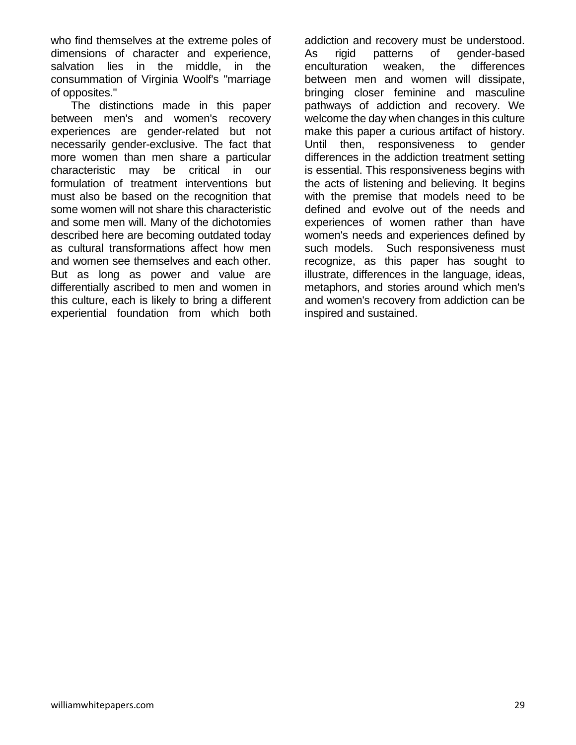who find themselves at the extreme poles of dimensions of character and experience, salvation lies in the middle, in the consummation of Virginia Woolf's "marriage of opposites."

The distinctions made in this paper between men's and women's recovery experiences are gender-related but not necessarily gender-exclusive. The fact that more women than men share a particular characteristic may be critical in our formulation of treatment interventions but must also be based on the recognition that some women will not share this characteristic and some men will. Many of the dichotomies described here are becoming outdated today as cultural transformations affect how men and women see themselves and each other. But as long as power and value are differentially ascribed to men and women in this culture, each is likely to bring a different experiential foundation from which both addiction and recovery must be understood. As rigid patterns of gender-based enculturation weaken, the differences between men and women will dissipate, bringing closer feminine and masculine pathways of addiction and recovery. We welcome the day when changes in this culture make this paper a curious artifact of history. Until then, responsiveness to gender differences in the addiction treatment setting is essential. This responsiveness begins with the acts of listening and believing. It begins with the premise that models need to be defined and evolve out of the needs and experiences of women rather than have women's needs and experiences defined by such models. Such responsiveness must recognize, as this paper has sought to illustrate, differences in the language, ideas, metaphors, and stories around which men's and women's recovery from addiction can be inspired and sustained.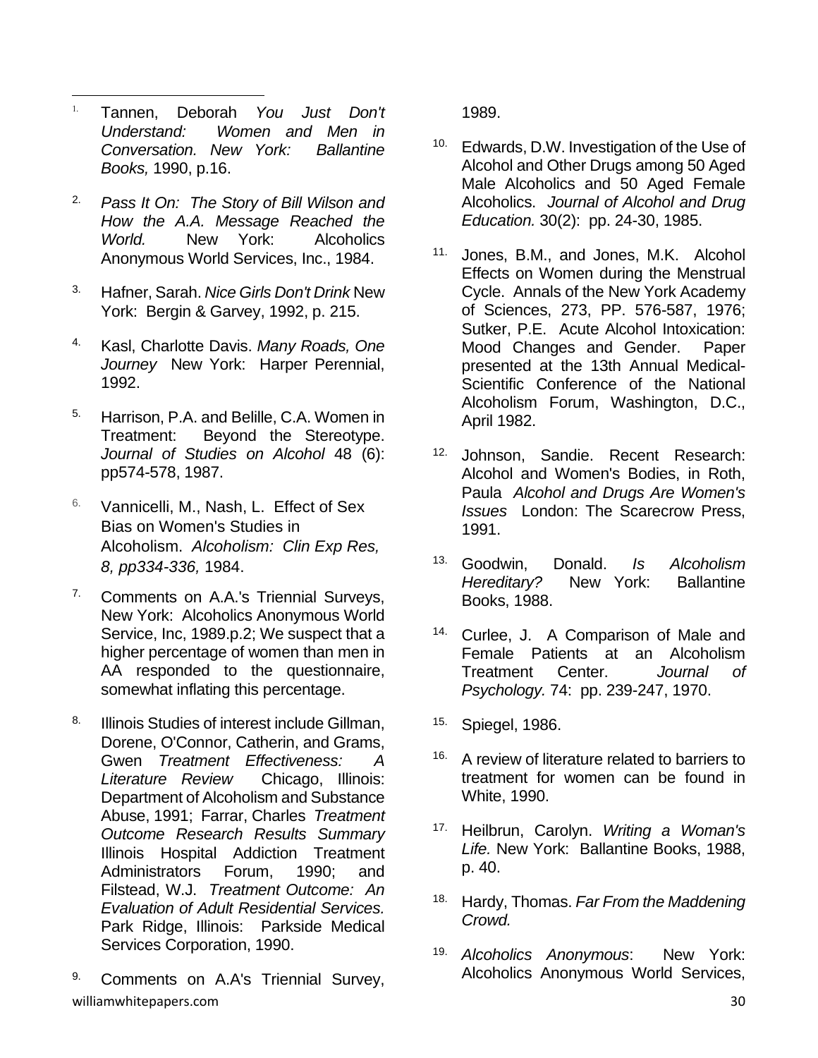1. Tannen, Deborah *You Just Don't Understand: Women and Men in Conversation. New York: Ballantine Books,* 1990, p.16.

2. *Pass It On: The Story of Bill Wilson and How the A.A. Message Reached the World.* New York: Alcoholics Anonymous World Services, Inc., 1984.

3. Hafner, Sarah. *Nice Girls Don't Drink* New York: Bergin & Garvey, 1992, p. 215.

4. Kasl, Charlotte Davis. *Many Roads, One Journey* New York: Harper Perennial, 1992.

5. Harrison, P.A. and Belille, C.A. Women in Treatment: Beyond the Stereotype. *Journal of Studies on Alcohol* 48 (6): pp574-578, 1987.

6. Vannicelli, M., Nash, L. Effect of Sex Bias on Women's Studies in Alcoholism. *Alcoholism: Clin Exp Res, 8, pp334-336,* 1984.

7. Comments on A.A.'s Triennial Surveys, New York: Alcoholics Anonymous World Service, Inc, 1989.p.2; We suspect that a higher percentage of women than men in AA responded to the questionnaire, somewhat inflating this percentage.

8. Illinois Studies of interest include Gillman, Dorene, O'Connor, Catherin, and Grams, Gwen *Treatment Effectiveness: A Literature Review* Chicago, Illinois: Department of Alcoholism and Substance Abuse, 1991; Farrar, Charles *Treatment Outcome Research Results Summary* Illinois Hospital Addiction Treatment Administrators Forum, 1990; and Filstead, W.J. *Treatment Outcome: An Evaluation of Adult Residential Services.* Park Ridge, Illinois: Parkside Medical Services Corporation, 1990.

9. Comments on A.A's Triennial Survey, 1989.

10. Edwards, D.W. Investigation of the Use of Alcohol and Other Drugs among 50 Aged Male Alcoholics and 50 Aged Female Alcoholics. *Journal of Alcohol and Drug Education.* 30(2): pp. 24-30, 1985.

11. Jones, B.M., and Jones, M.K. Alcohol Effects on Women during the Menstrual Cycle. Annals of the New York Academy of Sciences, 273, PP. 576-587, 1976; Sutker, P.E. Acute Alcohol Intoxication: Mood Changes and Gender. Paper presented at the 13th Annual Medical-Scientific Conference of the National Alcoholism Forum, Washington, D.C., April 1982.

12. Johnson, Sandie. Recent Research: Alcohol and Women's Bodies, in Roth, Paula *Alcohol and Drugs Are Women's Issues* London: The Scarecrow Press, 1991.

13. Goodwin, Donald. *Is Alcoholism Hereditary?* New York: Ballantine Books, 1988.

14. Curlee, J. A Comparison of Male and Female Patients at an Alcoholism Treatment Center. *Journal of Psychology.* 74: pp. 239-247, 1970.

15. Spiegel, 1986.

16. A review of literature related to barriers to treatment for women can be found in White, 1990.

17. Heilbrun, Carolyn. *Writing a Woman's Life.* New York: Ballantine Books, 1988, p. 40.

18. Hardy, Thomas. *Far From the Maddening Crowd.*

19. *Alcoholics Anonymous*: New York: Alcoholics Anonymous World Services,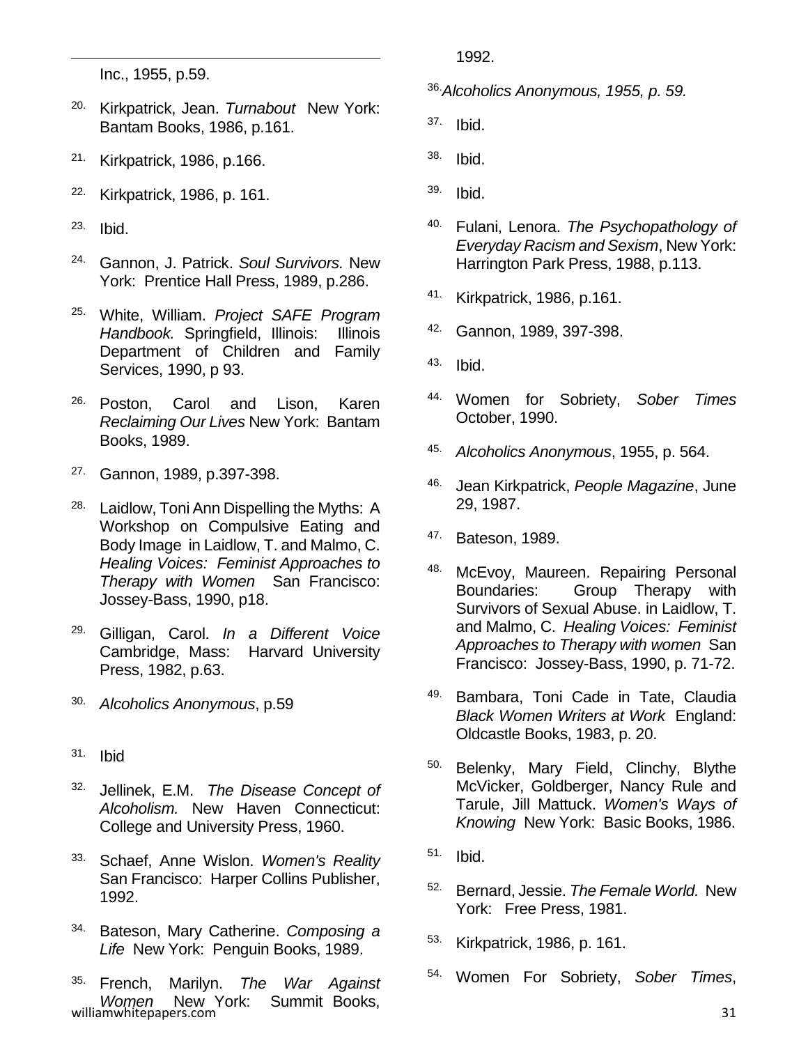Inc., 1955, p.59.

20. Kirkpatrick, Jean. *Turnabout* New York: Bantam Books, 1986, p.161.

21. Kirkpatrick, 1986, p.166.

22. Kirkpatrick, 1986, p. 161.

23. Ibid.

24. Gannon, J. Patrick. *Soul Survivors.* New York: Prentice Hall Press, 1989, p.286.

25. White, William. *Project SAFE Program Handbook.* Springfield, Illinois: Illinois Department of Children and Family Services, 1990, p 93.

26. Poston, Carol and Lison, Karen *Reclaiming Our Lives* New York: Bantam Books, 1989.

27. Gannon, 1989, p.397-398.

28. Laidlow, Toni Ann Dispelling the Myths: A Workshop on Compulsive Eating and Body Image in Laidlow, T. and Malmo, C. *Healing Voices: Feminist Approaches to Therapy with Women* San Francisco: Jossey-Bass, 1990, p18.

29. Gilligan, Carol. *In a Different Voice* Cambridge, Mass: Harvard University Press, 1982, p.63.

30. *Alcoholics Anonymous*, p.59

31. Ibid

32. Jellinek, E.M. *The Disease Concept of Alcoholism.* New Haven Connecticut: College and University Press, 1960.

33. Schaef, Anne Wislon. *Women's Reality* San Francisco: Harper Collins Publisher, 1992.

34. Bateson, Mary Catherine. *Composing a Life* New York: Penguin Books, 1989.

35. French, Marilyn. *The War Against Women* New York: Summit Books, 1992.

36. *Alcoholics Anonymous, 1955, p. 59.*

37. Ibid.

38. Ibid.

39. Ibid.

40. Fulani, Lenora. *The Psychopathology of Everyday Racism and Sexism*, New York: Harrington Park Press, 1988, p.113.

41. Kirkpatrick, 1986, p.161.

42. Gannon, 1989, 397-398.

43. Ibid.

44. Women for Sobriety, *Sober Times* October, 1990.

45. *Alcoholics Anonymous*, 1955, p. 564.

46. Jean Kirkpatrick, *People Magazine*, June 29, 1987.

47. Bateson, 1989.

48. McEvoy, Maureen. Repairing Personal Boundaries: Group Therapy with Survivors of Sexual Abuse. in Laidlow, T. and Malmo, C. *Healing Voices: Feminist Approaches to Therapy with women* San Francisco: Jossey-Bass, 1990, p. 71-72.

49. Bambara, Toni Cade in Tate, Claudia *Black Women Writers at Work* England: Oldcastle Books, 1983, p. 20.

50. Belenky, Mary Field, Clinchy, Blythe McVicker, Goldberger, Nancy Rule and Tarule, Jill Mattuck. *Women's Ways of Knowing* New York: Basic Books, 1986.

51. Ibid.

52. Bernard, Jessie. *The Female World.* New York: Free Press, 1981.

53. Kirkpatrick, 1986, p. 161.

54. Women For Sobriety, *Sober Times*,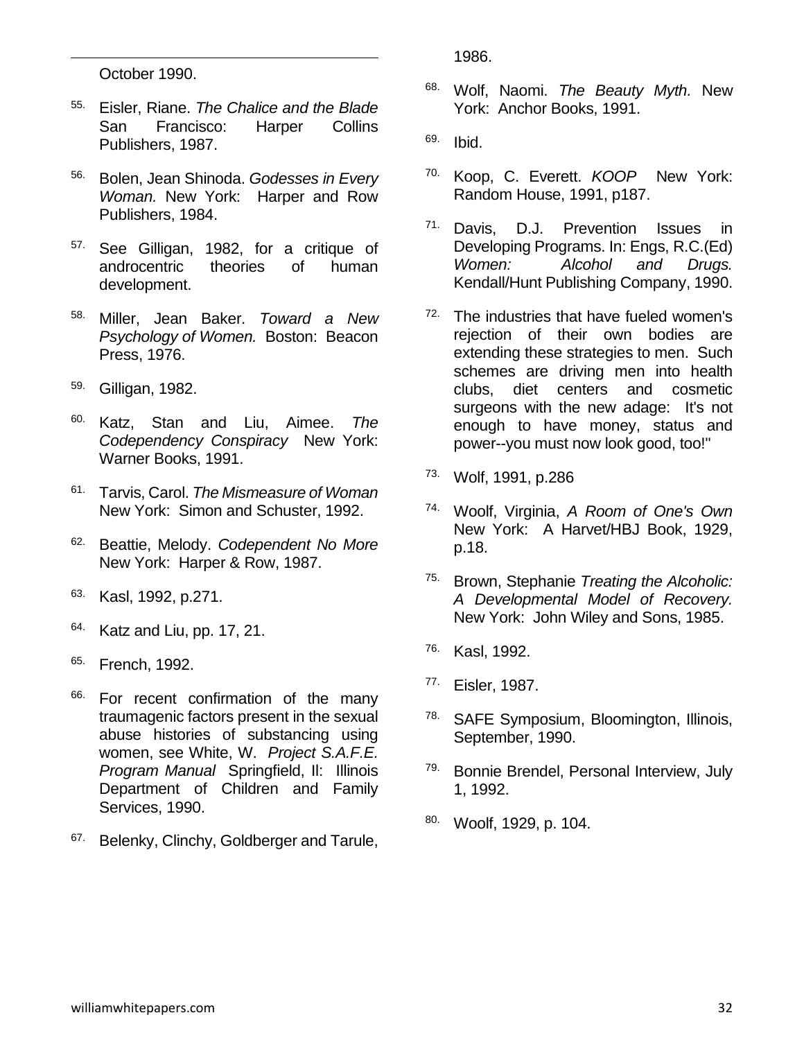October 1990.

55. Eisler, Riane. *The Chalice and the Blade* San Francisco: Harper Collins Publishers, 1987.

56. Bolen, Jean Shinoda. *Godesses in Every Woman.* New York: Harper and Row Publishers, 1984.

57. See Gilligan, 1982, for a critique of androcentric theories of human development.

58. Miller, Jean Baker. *Toward a New Psychology of Women.* Boston: Beacon Press, 1976.

59. Gilligan, 1982.

60. Katz, Stan and Liu, Aimee. *The Codependency Conspiracy* New York: Warner Books, 1991.

61. Tarvis, Carol. *The Mismeasure of Woman* New York: Simon and Schuster, 1992.

62. Beattie, Melody. *Codependent No More* New York: Harper & Row, 1987.

63. Kasl, 1992, p.271.

64. Katz and Liu, pp. 17, 21.

65. French, 1992.

66. For recent confirmation of the many traumagenic factors present in the sexual abuse histories of substancing using women, see White, W. *Project S.A.F.E. Program Manual* Springfield, Il: Illinois Department of Children and Family Services, 1990.

67. Belenky, Clinchy, Goldberger and Tarule, 1986.

68. Wolf, Naomi. *The Beauty Myth.* New York: Anchor Books, 1991.

69. Ibid.

70. Koop, C. Everett. *KOOP* New York: Random House, 1991, p187.

71. Davis, D.J. Prevention Issues in Developing Programs. In: Engs, R.C.(Ed) *Women: Alcohol and Drugs.* Kendall/Hunt Publishing Company, 1990.

72. The industries that have fueled women's rejection of their own bodies are extending these strategies to men. Such schemes are driving men into health clubs, diet centers and cosmetic surgeons with the new adage: It's not enough to have money, status and power--you must now look good, too!"

73. Wolf, 1991, p.286

74. Woolf, Virginia, *A Room of One's Own* New York: A Harvet/HBJ Book, 1929, p.18.

75. Brown, Stephanie *Treating the Alcoholic: A Developmental Model of Recovery.* New York: John Wiley and Sons, 1985.

76. Kasl, 1992.

77. Eisler, 1987.

78. SAFE Symposium, Bloomington, Illinois, September, 1990.

79. Bonnie Brendel, Personal Interview, July 1, 1992.

80. Woolf, 1929, p. 104.